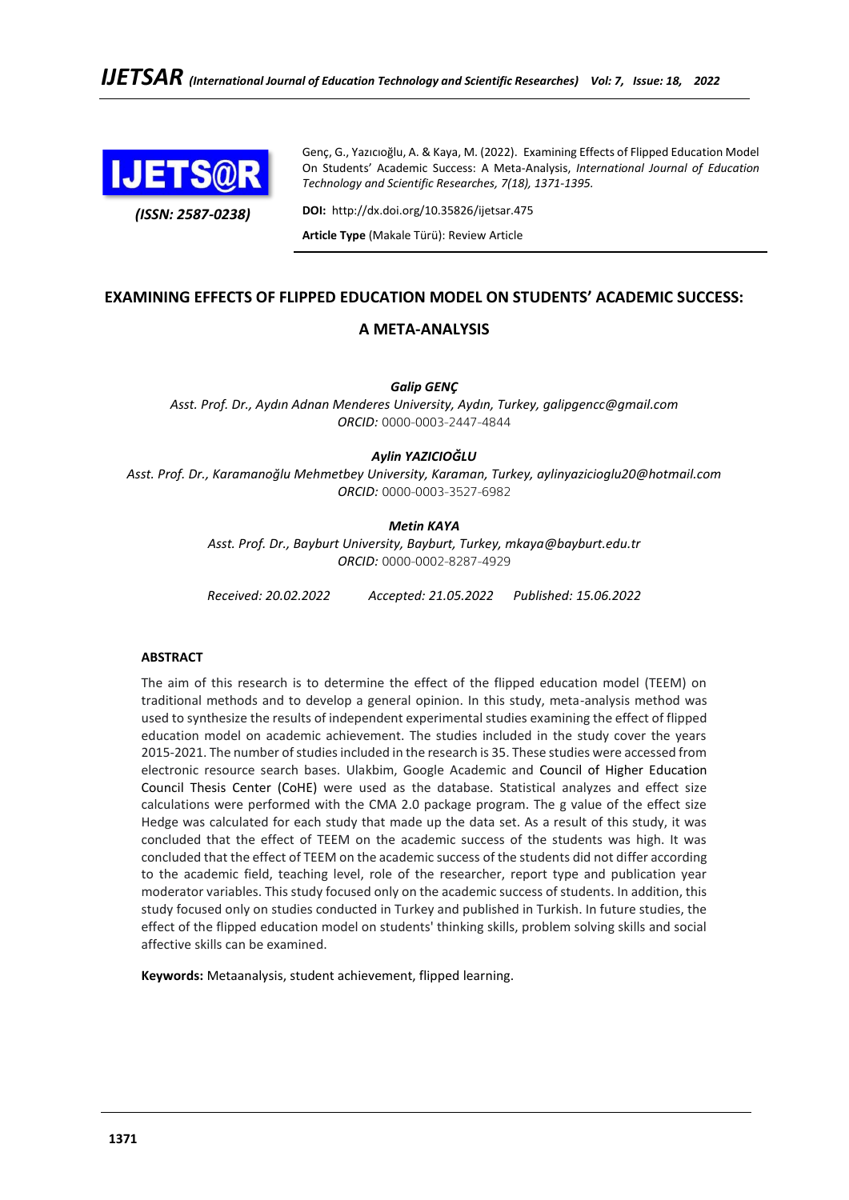Genç, G., Yazıcıoğlu, A. & Kaya, M. (2022). Examining Effects of Flipped Education Model On Students' Academic Success: A Meta-Analysis, *International Journal of Education Technology and Scientific Researches, 7(18), 1371-1395.*

*(ISSN: 2587-0238)*

**DOI:** http://dx.doi.org/10.35826/ijetsar.475

**Article Type** (Makale Türü): Review Article

# EXAMINING EFFECTS OF FLIPPED EDUCATION MODEL ON STUDENTS' ACADEMIC SUCCESS: A META-ANALYSIS

***Galip GENÇ***

*Asst. Prof. Dr., Aydın Adnan Menderes University, Aydın, Turkey, galipgencc@gmail.com*
*ORCID:* 0000-0003-2447-4844

***Aylin YAZICIOĞLU***

*Asst. Prof. Dr., Karamanoğlu Mehmetbey University, Karaman, Turkey, aylinyazicioglu20@hotmail.com*
*ORCID:* 0000-0003-3527-6982

***Metin KAYA***

*Asst. Prof. Dr., Bayburt University, Bayburt, Turkey, mkaya@bayburt.edu.tr*
*ORCID:* 0000-0002-8287-4929

*Received: 20.02.2022* *Accepted: 21.05.2022* *Published: 15.06.2022*

**ABSTRACT**

The aim of this research is to determine the effect of the flipped education model (TEEM) on traditional methods and to develop a general opinion. In this study, meta-analysis method was used to synthesize the results of independent experimental studies examining the effect of flipped education model on academic achievement. The studies included in the study cover the years 2015-2021. The number of studies included in the research is 35. These studies were accessed from electronic resource search bases. Ulakbim, Google Academic and Council of Higher Education Council Thesis Center (CoHE) were used as the database. Statistical analyzes and effect size calculations were performed with the CMA 2.0 package program. The g value of the effect size Hedge was calculated for each study that made up the data set. As a result of this study, it was concluded that the effect of TEEM on the academic success of the students was high. It was concluded that the effect of TEEM on the academic success of the students did not differ according to the academic field, teaching level, role of the researcher, report type and publication year moderator variables. This study focused only on the academic success of students. In addition, this study focused only on studies conducted in Turkey and published in Turkish. In future studies, the effect of the flipped education model on students' thinking skills, problem solving skills and social affective skills can be examined.

**Keywords:** Metaanalysis, student achievement, flipped learning.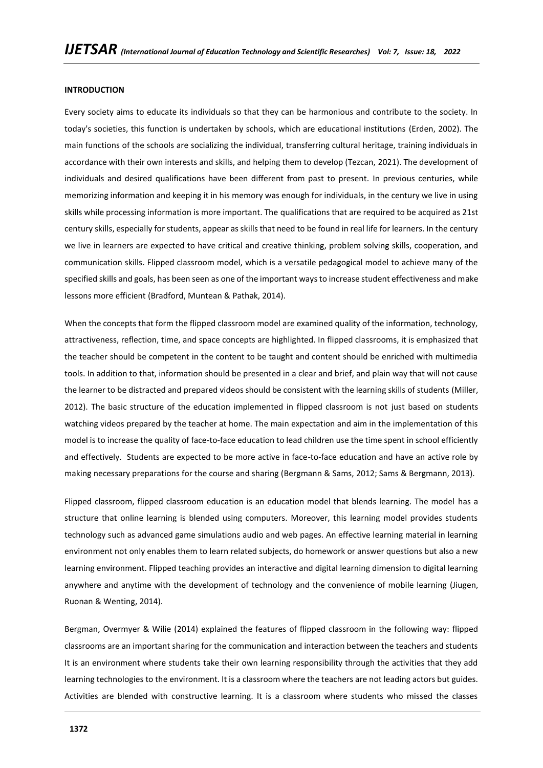#### INTRODUCTION

Every society aims to educate its individuals so that they can be harmonious and contribute to the society. In today's societies, this function is undertaken by schools, which are educational institutions (Erden, 2002). The main functions of the schools are socializing the individual, transferring cultural heritage, training individuals in accordance with their own interests and skills, and helping them to develop (Tezcan, 2021). The development of individuals and desired qualifications have been different from past to present. In previous centuries, while memorizing information and keeping it in his memory was enough for individuals, in the century we live in using skills while processing information is more important. The qualifications that are required to be acquired as 21st century skills, especially for students, appear as skills that need to be found in real life for learners. In the century we live in learners are expected to have critical and creative thinking, problem solving skills, cooperation, and communication skills. Flipped classroom model, which is a versatile pedagogical model to achieve many of the specified skills and goals, has been seen as one of the important ways to increase student effectiveness and make lessons more efficient (Bradford, Muntean & Pathak, 2014).

When the concepts that form the flipped classroom model are examined quality of the information, technology, attractiveness, reflection, time, and space concepts are highlighted. In flipped classrooms, it is emphasized that the teacher should be competent in the content to be taught and content should be enriched with multimedia tools. In addition to that, information should be presented in a clear and brief, and plain way that will not cause the learner to be distracted and prepared videos should be consistent with the learning skills of students (Miller, 2012). The basic structure of the education implemented in flipped classroom is not just based on students watching videos prepared by the teacher at home. The main expectation and aim in the implementation of this model is to increase the quality of face-to-face education to lead children use the time spent in school efficiently and effectively. Students are expected to be more active in face-to-face education and have an active role by making necessary preparations for the course and sharing (Bergmann & Sams, 2012; Sams & Bergmann, 2013).

Flipped classroom, flipped classroom education is an education model that blends learning. The model has a structure that online learning is blended using computers. Moreover, this learning model provides students technology such as advanced game simulations audio and web pages. An effective learning material in learning environment not only enables them to learn related subjects, do homework or answer questions but also a new learning environment. Flipped teaching provides an interactive and digital learning dimension to digital learning anywhere and anytime with the development of technology and the convenience of mobile learning (Jiugen, Ruonan & Wenting, 2014).

Bergman, Overmyer & Wilie (2014) explained the features of flipped classroom in the following way: flipped classrooms are an important sharing for the communication and interaction between the teachers and students It is an environment where students take their own learning responsibility through the activities that they add learning technologies to the environment. It is a classroom where the teachers are not leading actors but guides. Activities are blended with constructive learning. It is a classroom where students who missed the classes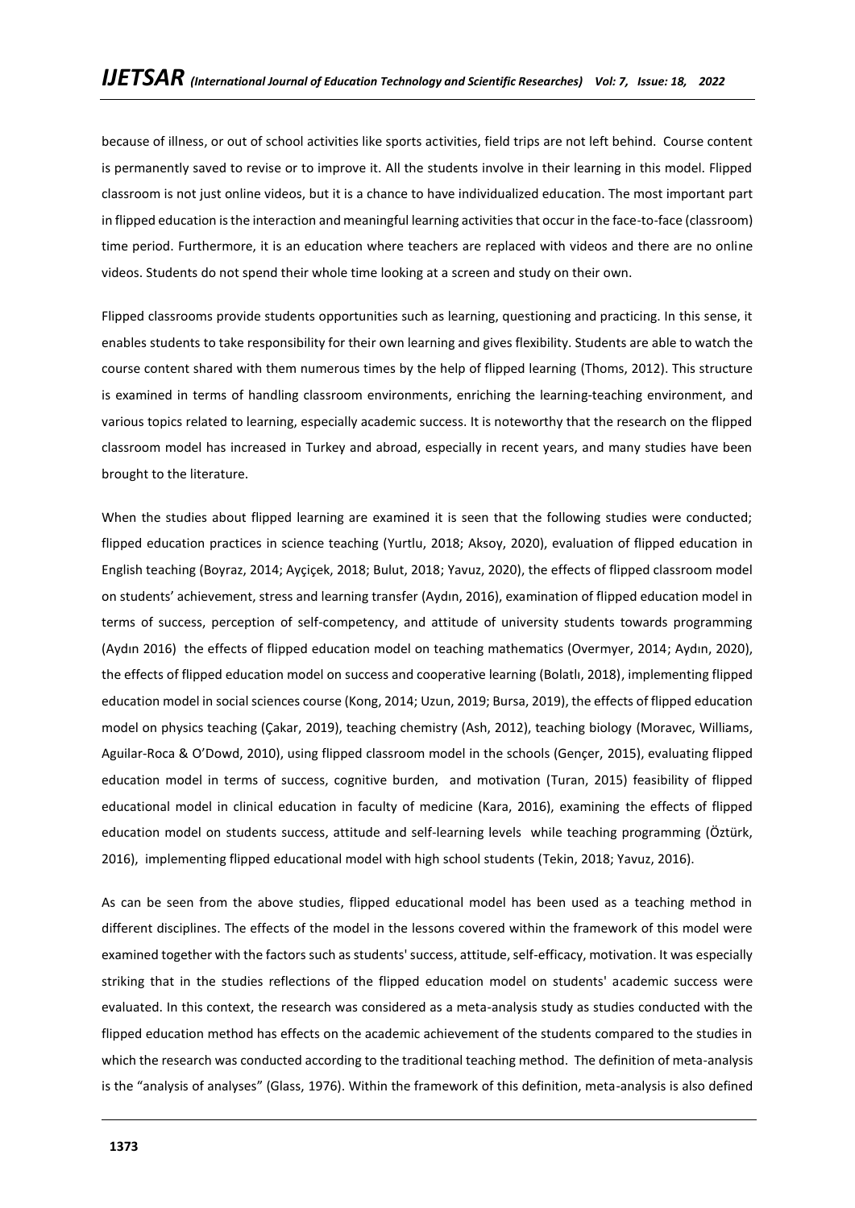because of illness, or out of school activities like sports activities, field trips are not left behind. Course content is permanently saved to revise or to improve it. All the students involve in their learning in this model. Flipped classroom is not just online videos, but it is a chance to have individualized education. The most important part in flipped education is the interaction and meaningful learning activities that occur in the face-to-face (classroom) time period. Furthermore, it is an education where teachers are replaced with videos and there are no online videos. Students do not spend their whole time looking at a screen and study on their own.

Flipped classrooms provide students opportunities such as learning, questioning and practicing. In this sense, it enables students to take responsibility for their own learning and gives flexibility. Students are able to watch the course content shared with them numerous times by the help of flipped learning (Thoms, 2012). This structure is examined in terms of handling classroom environments, enriching the learning-teaching environment, and various topics related to learning, especially academic success. It is noteworthy that the research on the flipped classroom model has increased in Turkey and abroad, especially in recent years, and many studies have been brought to the literature.

When the studies about flipped learning are examined it is seen that the following studies were conducted; flipped education practices in science teaching (Yurtlu, 2018; Aksoy, 2020), evaluation of flipped education in English teaching (Boyraz, 2014; Ayçiçek, 2018; Bulut, 2018; Yavuz, 2020), the effects of flipped classroom model on students' achievement, stress and learning transfer (Aydın, 2016), examination of flipped education model in terms of success, perception of self-competency, and attitude of university students towards programming (Aydın 2016) the effects of flipped education model on teaching mathematics (Overmyer, 2014; Aydın, 2020), the effects of flipped education model on success and cooperative learning (Bolatlı, 2018), implementing flipped education model in social sciences course (Kong, 2014; Uzun, 2019; Bursa, 2019), the effects of flipped education model on physics teaching (Çakar, 2019), teaching chemistry (Ash, 2012), teaching biology (Moravec, Williams, Aguilar-Roca & O'Dowd, 2010), using flipped classroom model in the schools (Gençer, 2015), evaluating flipped education model in terms of success, cognitive burden, and motivation (Turan, 2015) feasibility of flipped educational model in clinical education in faculty of medicine (Kara, 2016), examining the effects of flipped education model on students success, attitude and self-learning levels while teaching programming (Öztürk, 2016), implementing flipped educational model with high school students (Tekin, 2018; Yavuz, 2016).

As can be seen from the above studies, flipped educational model has been used as a teaching method in different disciplines. The effects of the model in the lessons covered within the framework of this model were examined together with the factors such as students' success, attitude, self-efficacy, motivation. It was especially striking that in the studies reflections of the flipped education model on students' academic success were evaluated. In this context, the research was considered as a meta-analysis study as studies conducted with the flipped education method has effects on the academic achievement of the students compared to the studies in which the research was conducted according to the traditional teaching method. The definition of meta-analysis is the "analysis of analyses" (Glass, 1976). Within the framework of this definition, meta-analysis is also defined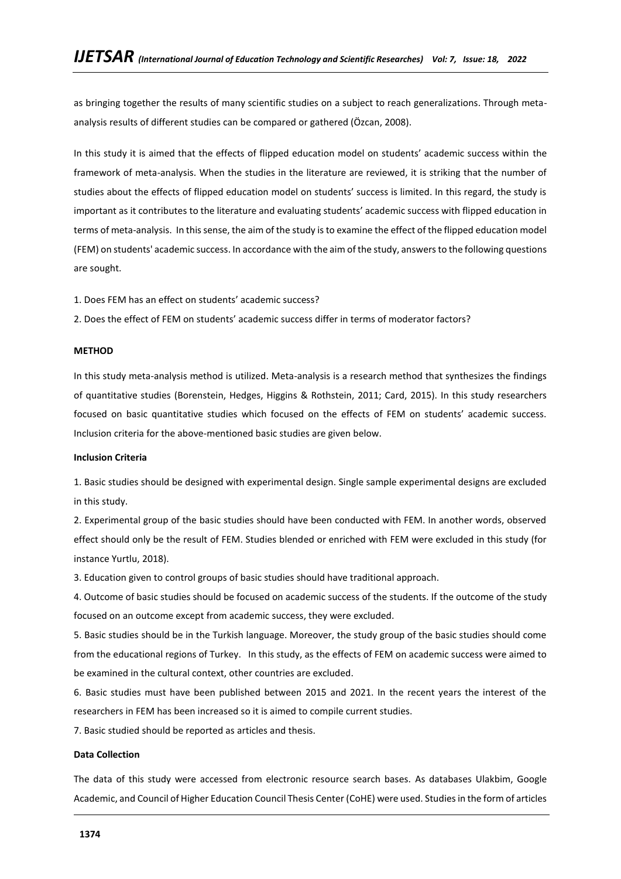as bringing together the results of many scientific studies on a subject to reach generalizations. Through meta-analysis results of different studies can be compared or gathered (Özcan, 2008).

In this study it is aimed that the effects of flipped education model on students' academic success within the framework of meta-analysis. When the studies in the literature are reviewed, it is striking that the number of studies about the effects of flipped education model on students' success is limited. In this regard, the study is important as it contributes to the literature and evaluating students' academic success with flipped education in terms of meta-analysis. In this sense, the aim of the study is to examine the effect of the flipped education model (FEM) on students' academic success. In accordance with the aim of the study, answers to the following questions are sought.

1. Does FEM has an effect on students' academic success?
2. Does the effect of FEM on students' academic success differ in terms of moderator factors?

## METHOD

In this study meta-analysis method is utilized. Meta-analysis is a research method that synthesizes the findings of quantitative studies (Borenstein, Hedges, Higgins & Rothstein, 2011; Card, 2015). In this study researchers focused on basic quantitative studies which focused on the effects of FEM on students' academic success. Inclusion criteria for the above-mentioned basic studies are given below.

### Inclusion Criteria

1. Basic studies should be designed with experimental design. Single sample experimental designs are excluded in this study.
2. Experimental group of the basic studies should have been conducted with FEM. In another words, observed effect should only be the result of FEM. Studies blended or enriched with FEM were excluded in this study (for instance Yurtlu, 2018).
3. Education given to control groups of basic studies should have traditional approach.
4. Outcome of basic studies should be focused on academic success of the students. If the outcome of the study focused on an outcome except from academic success, they were excluded.
5. Basic studies should be in the Turkish language. Moreover, the study group of the basic studies should come from the educational regions of Turkey. In this study, as the effects of FEM on academic success were aimed to be examined in the cultural context, other countries are excluded.
6. Basic studies must have been published between 2015 and 2021. In the recent years the interest of the researchers in FEM has been increased so it is aimed to compile current studies.
7. Basic studied should be reported as articles and thesis.

### Data Collection

The data of this study were accessed from electronic resource search bases. As databases Ulakbim, Google Academic, and Council of Higher Education Council Thesis Center (CoHE) were used. Studies in the form of articles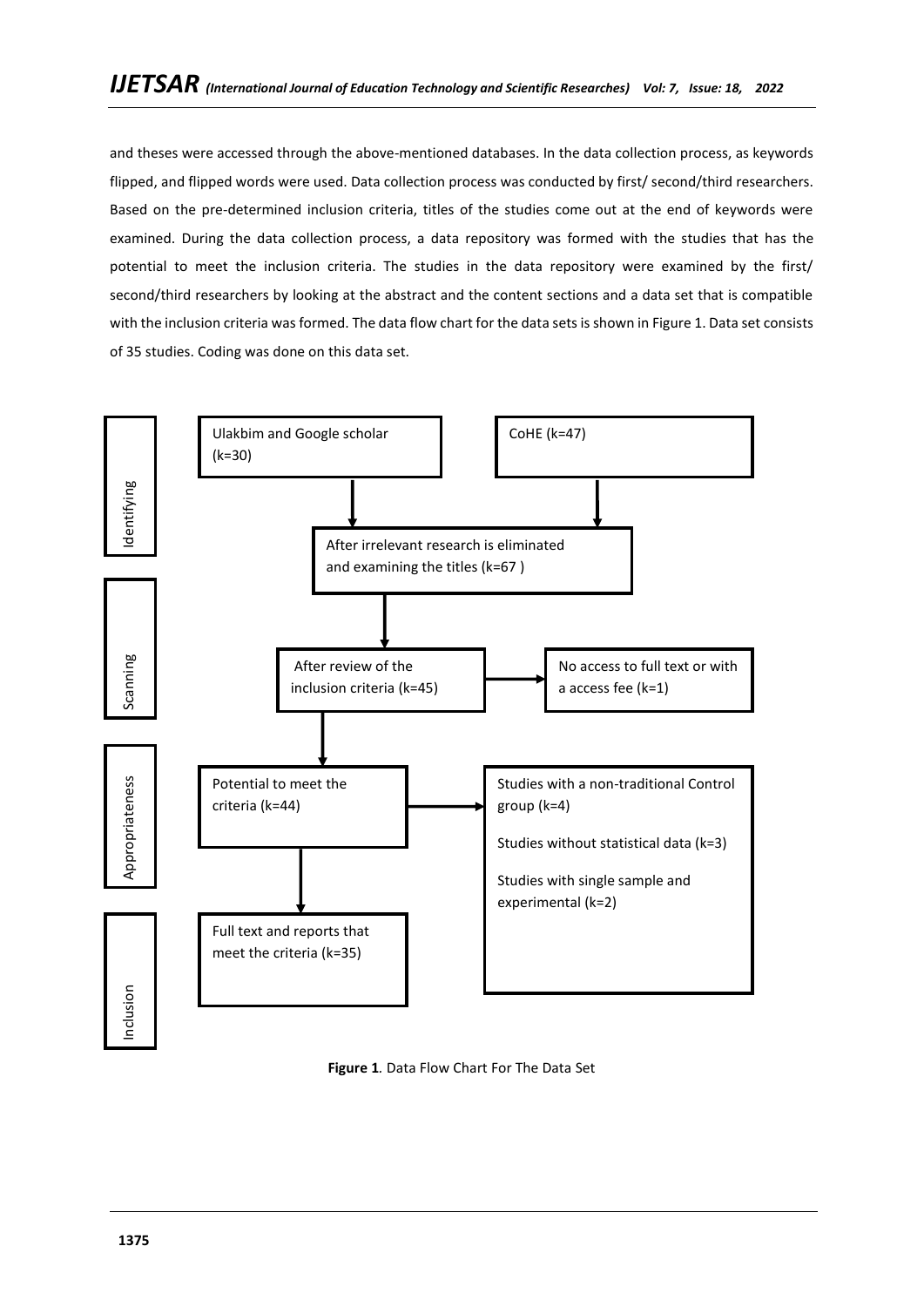and theses were accessed through the above-mentioned databases. In the data collection process, as keywords flipped, and flipped words were used. Data collection process was conducted by first/ second/third researchers. Based on the pre-determined inclusion criteria, titles of the studies come out at the end of keywords were examined. During the data collection process, a data repository was formed with the studies that has the potential to meet the inclusion criteria. The studies in the data repository were examined by the first/ second/third researchers by looking at the abstract and the content sections and a data set that is compatible with the inclusion criteria was formed. The data flow chart for the data sets is shown in Figure 1. Data set consists of 35 studies. Coding was done on this data set.

Identifying

Ulakbim and Google scholar (k=30)

CoHE (k=47)

After irrelevant research is eliminated and examining the titles (k=67 )

Scanning

After review of the inclusion criteria (k=45)

No access to full text or with a access fee (k=1)

Appropriateness

Potential to meet the criteria (k=44)

Studies with a non-traditional Control group (k=4)

Studies without statistical data (k=3)

Studies with single sample and experimental (k=2)

Inclusion

Full text and reports that meet the criteria (k=35)

**Figure 1**. Data Flow Chart For The Data Set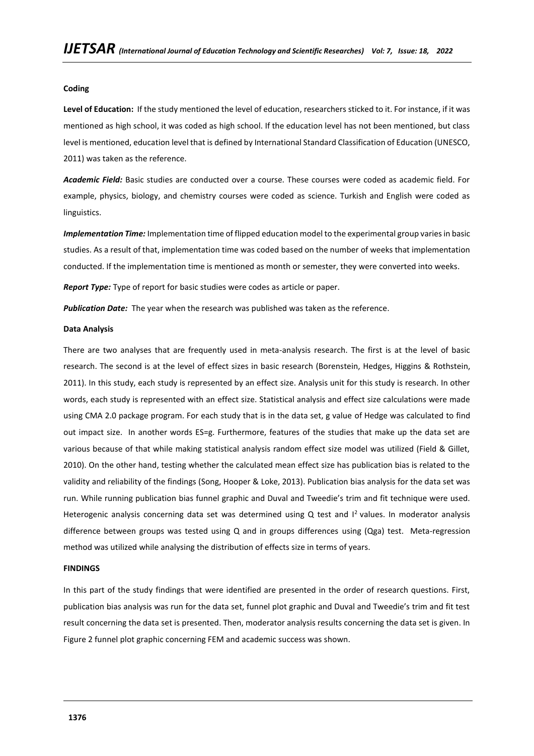**Coding**

**Level of Education:** If the study mentioned the level of education, researchers sticked to it. For instance, if it was mentioned as high school, it was coded as high school. If the education level has not been mentioned, but class level is mentioned, education level that is defined by International Standard Classification of Education (UNESCO, 2011) was taken as the reference.

***Academic Field:*** Basic studies are conducted over a course. These courses were coded as academic field. For example, physics, biology, and chemistry courses were coded as science. Turkish and English were coded as linguistics.

***Implementation Time:*** Implementation time of flipped education model to the experimental group varies in basic studies. As a result of that, implementation time was coded based on the number of weeks that implementation conducted. If the implementation time is mentioned as month or semester, they were converted into weeks.

***Report Type:*** Type of report for basic studies were codes as article or paper.

***Publication Date:*** The year when the research was published was taken as the reference.

**Data Analysis**

There are two analyses that are frequently used in meta-analysis research. The first is at the level of basic research. The second is at the level of effect sizes in basic research (Borenstein, Hedges, Higgins & Rothstein, 2011). In this study, each study is represented by an effect size. Analysis unit for this study is research. In other words, each study is represented with an effect size. Statistical analysis and effect size calculations were made using CMA 2.0 package program. For each study that is in the data set, g value of Hedge was calculated to find out impact size. In another words ES=g. Furthermore, features of the studies that make up the data set are various because of that while making statistical analysis random effect size model was utilized (Field & Gillet, 2010). On the other hand, testing whether the calculated mean effect size has publication bias is related to the validity and reliability of the findings (Song, Hooper & Loke, 2013). Publication bias analysis for the data set was run. While running publication bias funnel graphic and Duval and Tweedie's trim and fit technique were used. Heterogenic analysis concerning data set was determined using Q test and $I^2$ values. In moderator analysis difference between groups was tested using Q and in groups differences using (Qga) test. Meta-regression method was utilized while analysing the distribution of effects size in terms of years.

**FINDINGS**

In this part of the study findings that were identified are presented in the order of research questions. First, publication bias analysis was run for the data set, funnel plot graphic and Duval and Tweedie's trim and fit test result concerning the data set is presented. Then, moderator analysis results concerning the data set is given. In Figure 2 funnel plot graphic concerning FEM and academic success was shown.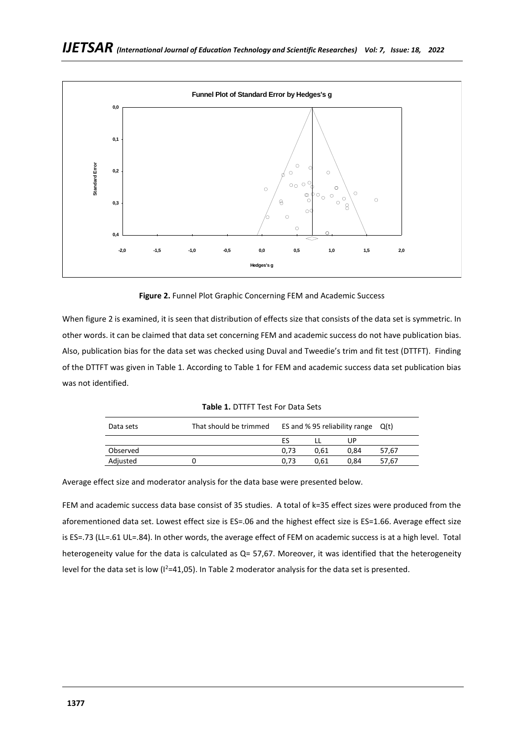**Figure 2.** Funnel Plot Graphic Concerning FEM and Academic Success

When figure 2 is examined, it is seen that distribution of effects size that consists of the data set is symmetric. In other words. it can be claimed that data set concerning FEM and academic success do not have publication bias. Also, publication bias for the data set was checked using Duval and Tweedie's trim and fit test (DTTFT). Finding of the DTTFT was given in Table 1. According to Table 1 for FEM and academic success data set publication bias was not identified.

**Table 1.** DTTFT Test For Data Sets

| Data sets | That should be trimmed | ES and % 95 reliability range | | | Q(t) |
|---|---|---|---|---|---|
| | | ES | LL | UP | |
| Observed | | 0,73 | 0,61 | 0,84 | 57,67 |
| Adjusted | 0 | 0,73 | 0,61 | 0,84 | 57,67 |

Average effect size and moderator analysis for the data base were presented below.

FEM and academic success data base consist of 35 studies. A total of k=35 effect sizes were produced from the aforementioned data set. Lowest effect size is ES=.06 and the highest effect size is ES=1.66. Average effect size is ES=.73 (LL=.61 UL=.84). In other words, the average effect of FEM on academic success is at a high level. Total heterogeneity value for the data is calculated as Q= 57,67. Moreover, it was identified that the heterogeneity level for the data set is low ($I^2$=41,05). In Table 2 moderator analysis for the data set is presented.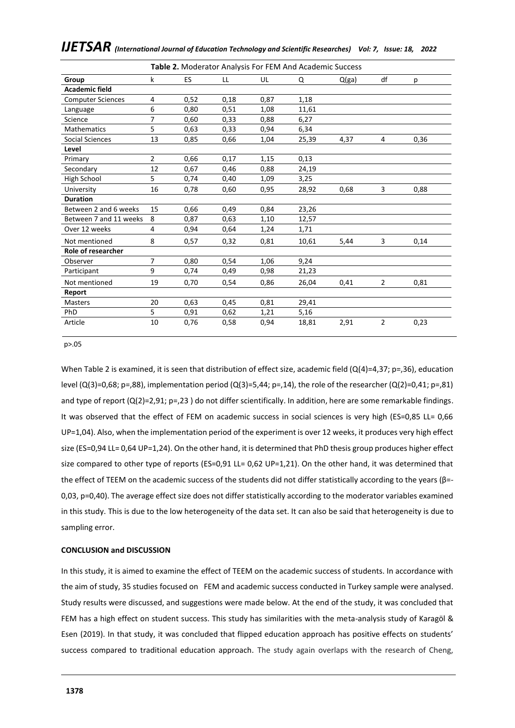**Table 2.** Moderator Analysis For FEM And Academic Success

| Group | k | ES | LL | UL | Q | Q(ga) | df | p |
|---|---|---|---|---|---|---|---|---|
| **Academic field** | | | | | | | | |
| Computer Sciences | 4 | 0,52 | 0,18 | 0,87 | 1,18 | | | |
| Language | 6 | 0,80 | 0,51 | 1,08 | 11,61 | | | |
| Science | 7 | 0,60 | 0,33 | 0,88 | 6,27 | | | |
| Mathematics | 5 | 0,63 | 0,33 | 0,94 | 6,34 | | | |
| Social Sciences | 13 | 0,85 | 0,66 | 1,04 | 25,39 | 4,37 | 4 | 0,36 |
| **Level** | | | | | | | | |
| Primary | 2 | 0,66 | 0,17 | 1,15 | 0,13 | | | |
| Secondary | 12 | 0,67 | 0,46 | 0,88 | 24,19 | | | |
| High School | 5 | 0,74 | 0,40 | 1,09 | 3,25 | | | |
| University | 16 | 0,78 | 0,60 | 0,95 | 28,92 | 0,68 | 3 | 0,88 |
| **Duration** | | | | | | | | |
| Between 2 and 6 weeks | 15 | 0,66 | 0,49 | 0,84 | 23,26 | | | |
| Between 7 and 11 weeks | 8 | 0,87 | 0,63 | 1,10 | 12,57 | | | |
| Over 12 weeks | 4 | 0,94 | 0,64 | 1,24 | 1,71 | | | |
| Not mentioned | 8 | 0,57 | 0,32 | 0,81 | 10,61 | 5,44 | 3 | 0,14 |
| **Role of researcher** | | | | | | | | |
| Observer | 7 | 0,80 | 0,54 | 1,06 | 9,24 | | | |
| Participant | 9 | 0,74 | 0,49 | 0,98 | 21,23 | | | |
| Not mentioned | 19 | 0,70 | 0,54 | 0,86 | 26,04 | 0,41 | 2 | 0,81 |
| **Report** | | | | | | | | |
| Masters | 20 | 0,63 | 0,45 | 0,81 | 29,41 | | | |
| PhD | 5 | 0,91 | 0,62 | 1,21 | 5,16 | | | |
| Article | 10 | 0,76 | 0,58 | 0,94 | 18,81 | 2,91 | 2 | 0,23 |

p>.05

When Table 2 is examined, it is seen that distribution of effect size, academic field (Q(4)=4,37; p=,36), education level (Q(3)=0,68; p=,88), implementation period (Q(3)=5,44; p=,14), the role of the researcher (Q(2)=0,41; p=,81) and type of report (Q(2)=2,91; p=,23 ) do not differ scientifically. In addition, here are some remarkable findings. It was observed that the effect of FEM on academic success in social sciences is very high (ES=0,85 LL= 0,66 UP=1,04). Also, when the implementation period of the experiment is over 12 weeks, it produces very high effect size (ES=0,94 LL= 0,64 UP=1,24). On the other hand, it is determined that PhD thesis group produces higher effect size compared to other type of reports (ES=0,91 LL= 0,62 UP=1,21). On the other hand, it was determined that the effect of TEEM on the academic success of the students did not differ statistically according to the years (β=-0,03, p=0,40). The average effect size does not differ statistically according to the moderator variables examined in this study. This is due to the low heterogeneity of the data set. It can also be said that heterogeneity is due to sampling error.

**CONCLUSION and DISCUSSION**

In this study, it is aimed to examine the effect of TEEM on the academic success of students. In accordance with the aim of study, 35 studies focused on FEM and academic success conducted in Turkey sample were analysed. Study results were discussed, and suggestions were made below. At the end of the study, it was concluded that FEM has a high effect on student success. This study has similarities with the meta-analysis study of Karagöl & Esen (2019). In that study, it was concluded that flipped education approach has positive effects on students' success compared to traditional education approach. The study again overlaps with the research of Cheng,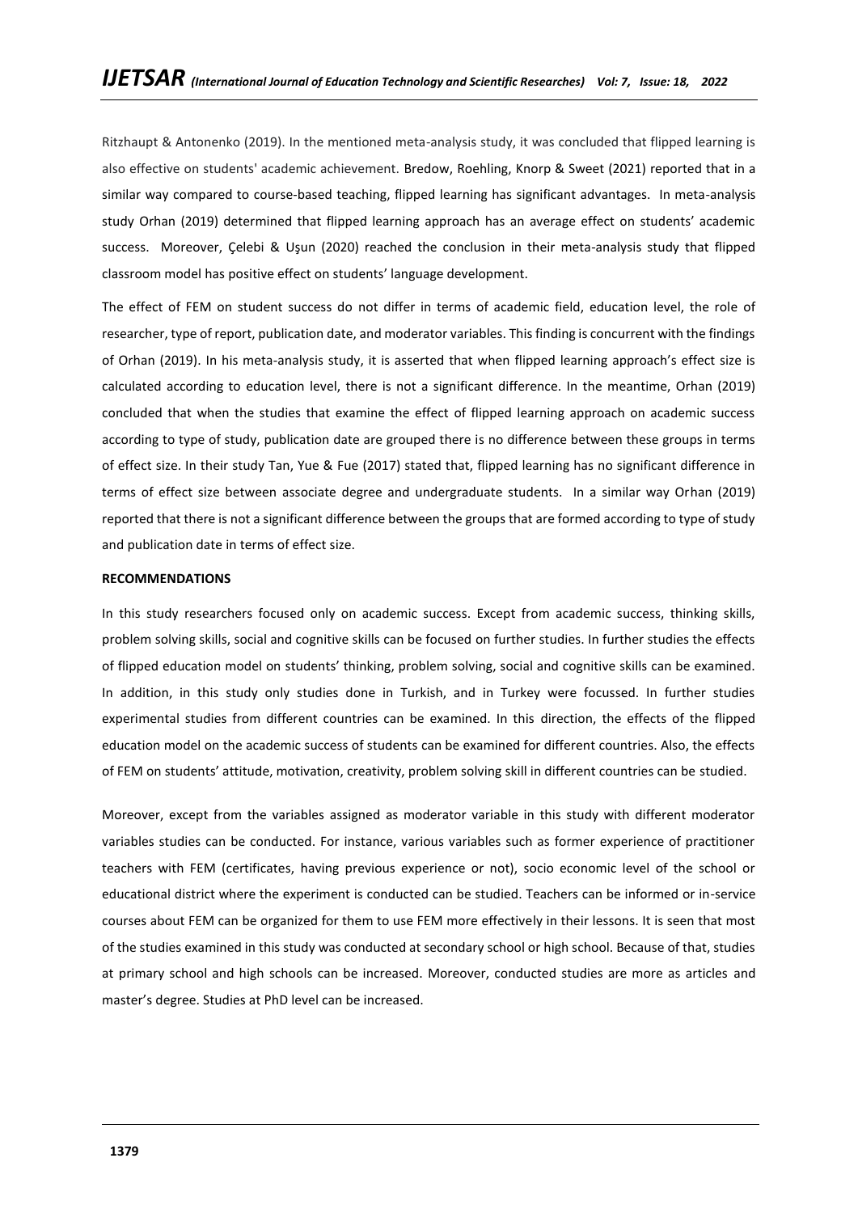Ritzhaupt & Antonenko (2019). In the mentioned meta-analysis study, it was concluded that flipped learning is also effective on students' academic achievement. Bredow, Roehling, Knorp & Sweet (2021) reported that in a similar way compared to course-based teaching, flipped learning has significant advantages. In meta-analysis study Orhan (2019) determined that flipped learning approach has an average effect on students' academic success. Moreover, Çelebi & Uşun (2020) reached the conclusion in their meta-analysis study that flipped classroom model has positive effect on students' language development.

The effect of FEM on student success do not differ in terms of academic field, education level, the role of researcher, type of report, publication date, and moderator variables. This finding is concurrent with the findings of Orhan (2019). In his meta-analysis study, it is asserted that when flipped learning approach's effect size is calculated according to education level, there is not a significant difference. In the meantime, Orhan (2019) concluded that when the studies that examine the effect of flipped learning approach on academic success according to type of study, publication date are grouped there is no difference between these groups in terms of effect size. In their study Tan, Yue & Fue (2017) stated that, flipped learning has no significant difference in terms of effect size between associate degree and undergraduate students. In a similar way Orhan (2019) reported that there is not a significant difference between the groups that are formed according to type of study and publication date in terms of effect size.

**RECOMMENDATIONS**

In this study researchers focused only on academic success. Except from academic success, thinking skills, problem solving skills, social and cognitive skills can be focused on further studies. In further studies the effects of flipped education model on students' thinking, problem solving, social and cognitive skills can be examined. In addition, in this study only studies done in Turkish, and in Turkey were focussed. In further studies experimental studies from different countries can be examined. In this direction, the effects of the flipped education model on the academic success of students can be examined for different countries. Also, the effects of FEM on students' attitude, motivation, creativity, problem solving skill in different countries can be studied.

Moreover, except from the variables assigned as moderator variable in this study with different moderator variables studies can be conducted. For instance, various variables such as former experience of practitioner teachers with FEM (certificates, having previous experience or not), socio economic level of the school or educational district where the experiment is conducted can be studied. Teachers can be informed or in-service courses about FEM can be organized for them to use FEM more effectively in their lessons. It is seen that most of the studies examined in this study was conducted at secondary school or high school. Because of that, studies at primary school and high schools can be increased. Moreover, conducted studies are more as articles and master's degree. Studies at PhD level can be increased.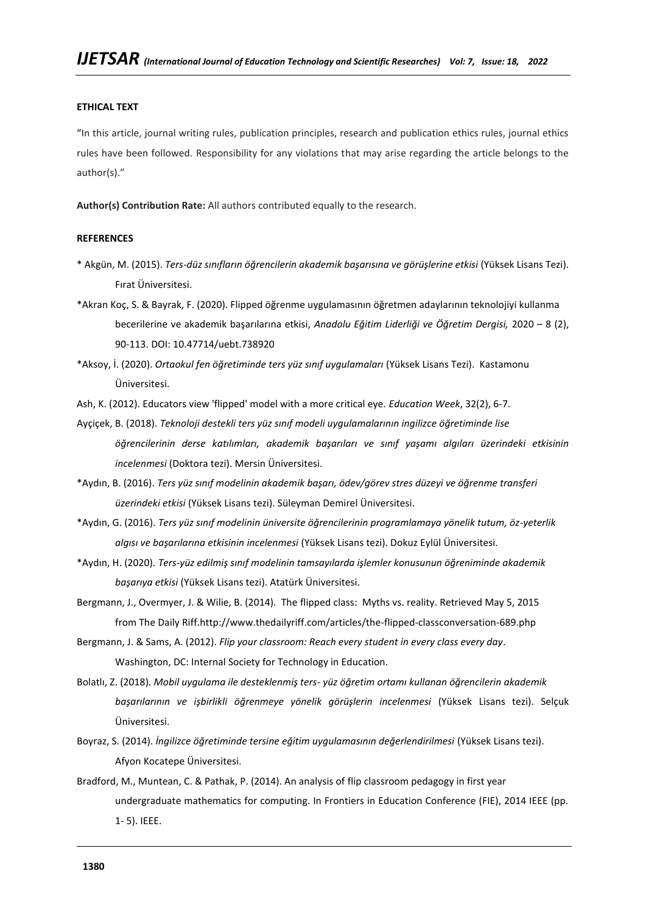**ETHICAL TEXT**

"In this article, journal writing rules, publication principles, research and publication ethics rules, journal ethics rules have been followed. Responsibility for any violations that may arise regarding the article belongs to the author(s)."

**Author(s) Contribution Rate:** All authors contributed equally to the research.

**REFERENCES**

* Akgün, M. (2015). *Ters-düz sınıfların öğrencilerin akademik başarısına ve görüşlerine etkisi* (Yüksek Lisans Tezi). Fırat Üniversitesi.

*Akran Koç, S. & Bayrak, F. (2020). Flipped öğrenme uygulamasının öğretmen adaylarının teknolojiyi kullanma becerilerine ve akademik başarılarına etkisi, *Anadolu Eğitim Liderliği ve Öğretim Dergisi,* 2020 – 8 (2), 90-113. DOI: 10.47714/uebt.738920

*Aksoy, İ. (2020). *Ortaokul fen öğretiminde ters yüz sınıf uygulamaları* (Yüksek Lisans Tezi). Kastamonu Üniversitesi.

Ash, K. (2012). Educators view 'flipped' model with a more critical eye. *Education Week*, 32(2), 6-7.

Ayçiçek, B. (2018). *Teknoloji destekli ters yüz sınıf modeli uygulamalarının ingilizce öğretiminde lise öğrencilerinin derse katılımları, akademik başarıları ve sınıf yaşamı algıları üzerindeki etkisinin incelenmesi* (Doktora tezi). Mersin Üniversitesi.

*Aydın, B. (2016). *Ters yüz sınıf modelinin akademik başarı, ödev/görev stres düzeyi ve öğrenme transferi üzerindeki etkisi* (Yüksek Lisans tezi). Süleyman Demirel Üniversitesi.

*Aydın, G. (2016). *Ters yüz sınıf modelinin üniversite öğrencilerinin programlamaya yönelik tutum, öz-yeterlik algısı ve başarılarına etkisinin incelenmesi* (Yüksek Lisans tezi). Dokuz Eylül Üniversitesi.

*Aydın, H. (2020). *Ters-yüz edilmiş sınıf modelinin tamsayılarda işlemler konusunun öğreniminde akademik başarıya etkisi* (Yüksek Lisans tezi). Atatürk Üniversitesi.

Bergmann, J., Overmyer, J. & Wilie, B. (2014). The flipped class: Myths vs. reality. Retrieved May 5, 2015 from The Daily Riff.http://www.thedailyriff.com/articles/the-flipped-classconversation-689.php

Bergmann, J. & Sams, A. (2012). *Flip your classroom: Reach every student in every class every day*. Washington, DC: Internal Society for Technology in Education.

Bolatlı, Z. (2018). *Mobil uygulama ile desteklenmiş ters- yüz öğretim ortamı kullanan öğrencilerin akademik başarılarının ve işbirlikli öğrenmeye yönelik görüşlerin incelenmesi* (Yüksek Lisans tezi). Selçuk Üniversitesi.

Boyraz, S. (2014). *İngilizce öğretiminde tersine eğitim uygulamasının değerlendirilmesi* (Yüksek Lisans tezi). Afyon Kocatepe Üniversitesi.

Bradford, M., Muntean, C. & Pathak, P. (2014). An analysis of flip classroom pedagogy in first year undergraduate mathematics for computing. In Frontiers in Education Conference (FIE), 2014 IEEE (pp. 1- 5). IEEE.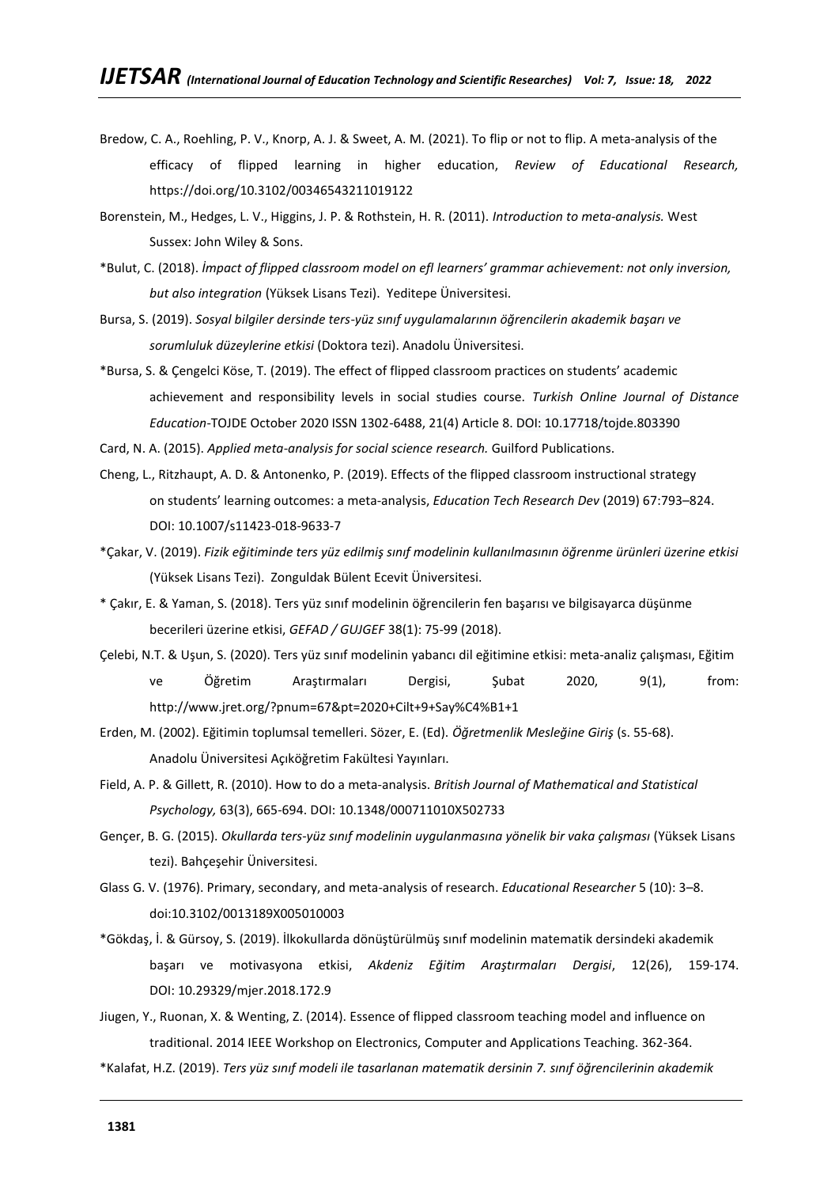Bredow, C. A., Roehling, P. V., Knorp, A. J. & Sweet, A. M. (2021). To flip or not to flip. A meta-analysis of the efficacy of flipped learning in higher education, *Review of Educational Research,* https://doi.org/10.3102/00346543211019122

Borenstein, M., Hedges, L. V., Higgins, J. P. & Rothstein, H. R. (2011). *Introduction to meta-analysis.* West Sussex: John Wiley & Sons.

*Bulut, C. (2018). *İmpact of flipped classroom model on efl learners' grammar achievement: not only inversion, but also integration* (Yüksek Lisans Tezi). Yeditepe Üniversitesi.

Bursa, S. (2019). *Sosyal bilgiler dersinde ters-yüz sınıf uygulamalarının öğrencilerin akademik başarı ve sorumluluk düzeylerine etkisi* (Doktora tezi). Anadolu Üniversitesi.

*Bursa, S. & Çengelci Köse, T. (2019). The effect of flipped classroom practices on students' academic achievement and responsibility levels in social studies course. *Turkish Online Journal of Distance Education*-TOJDE October 2020 ISSN 1302-6488, 21(4) Article 8. DOI: 10.17718/tojde.803390

Card, N. A. (2015). *Applied meta-analysis for social science research.* Guilford Publications.

Cheng, L., Ritzhaupt, A. D. & Antonenko, P. (2019). Effects of the flipped classroom instructional strategy on students' learning outcomes: a meta-analysis, *Education Tech Research Dev* (2019) 67:793–824. DOI: 10.1007/s11423-018-9633-7

*Çakar, V. (2019). *Fizik eğitiminde ters yüz edilmiş sınıf modelinin kullanılmasının öğrenme ürünleri üzerine etkisi* (Yüksek Lisans Tezi). Zonguldak Bülent Ecevit Üniversitesi.

* Çakır, E. & Yaman, S. (2018). Ters yüz sınıf modelinin öğrencilerin fen başarısı ve bilgisayarca düşünme becerileri üzerine etkisi, *GEFAD / GUJGEF* 38(1): 75-99 (2018).

Çelebi, N.T. & Uşun, S. (2020). Ters yüz sınıf modelinin yabancı dil eğitimine etkisi: meta-analiz çalışması, Eğitim ve Öğretim Araştırmaları Dergisi, Şubat 2020, 9(1), from: http://www.jret.org/?pnum=67&pt=2020+Cilt+9+Say%C4%B1+1

Erden, M. (2002). Eğitimin toplumsal temelleri. Sözer, E. (Ed). *Öğretmenlik Mesleğine Giriş* (s. 55-68). Anadolu Üniversitesi Açıköğretim Fakültesi Yayınları.

Field, A. P. & Gillett, R. (2010). How to do a meta-analysis. *British Journal of Mathematical and Statistical Psychology,* 63(3), 665-694. DOI: 10.1348/000711010X502733

Gençer, B. G. (2015). *Okullarda ters-yüz sınıf modelinin uygulanmasına yönelik bir vaka çalışması* (Yüksek Lisans tezi). Bahçeşehir Üniversitesi.

Glass G. V. (1976). Primary, secondary, and meta-analysis of research. *Educational Researcher* 5 (10): 3–8. doi:10.3102/0013189X005010003

*Gökdaş, İ. & Gürsoy, S. (2019). İlkokullarda dönüştürülmüş sınıf modelinin matematik dersindeki akademik başarı ve motivasyona etkisi, *Akdeniz Eğitim Araştırmaları Dergisi*, 12(26), 159-174. DOI: 10.29329/mjer.2018.172.9

Jiugen, Y., Ruonan, X. & Wenting, Z. (2014). Essence of flipped classroom teaching model and influence on traditional. 2014 IEEE Workshop on Electronics, Computer and Applications Teaching. 362-364.

*Kalafat, H.Z. (2019). *Ters yüz sınıf modeli ile tasarlanan matematik dersinin 7. sınıf öğrencilerinin akademik*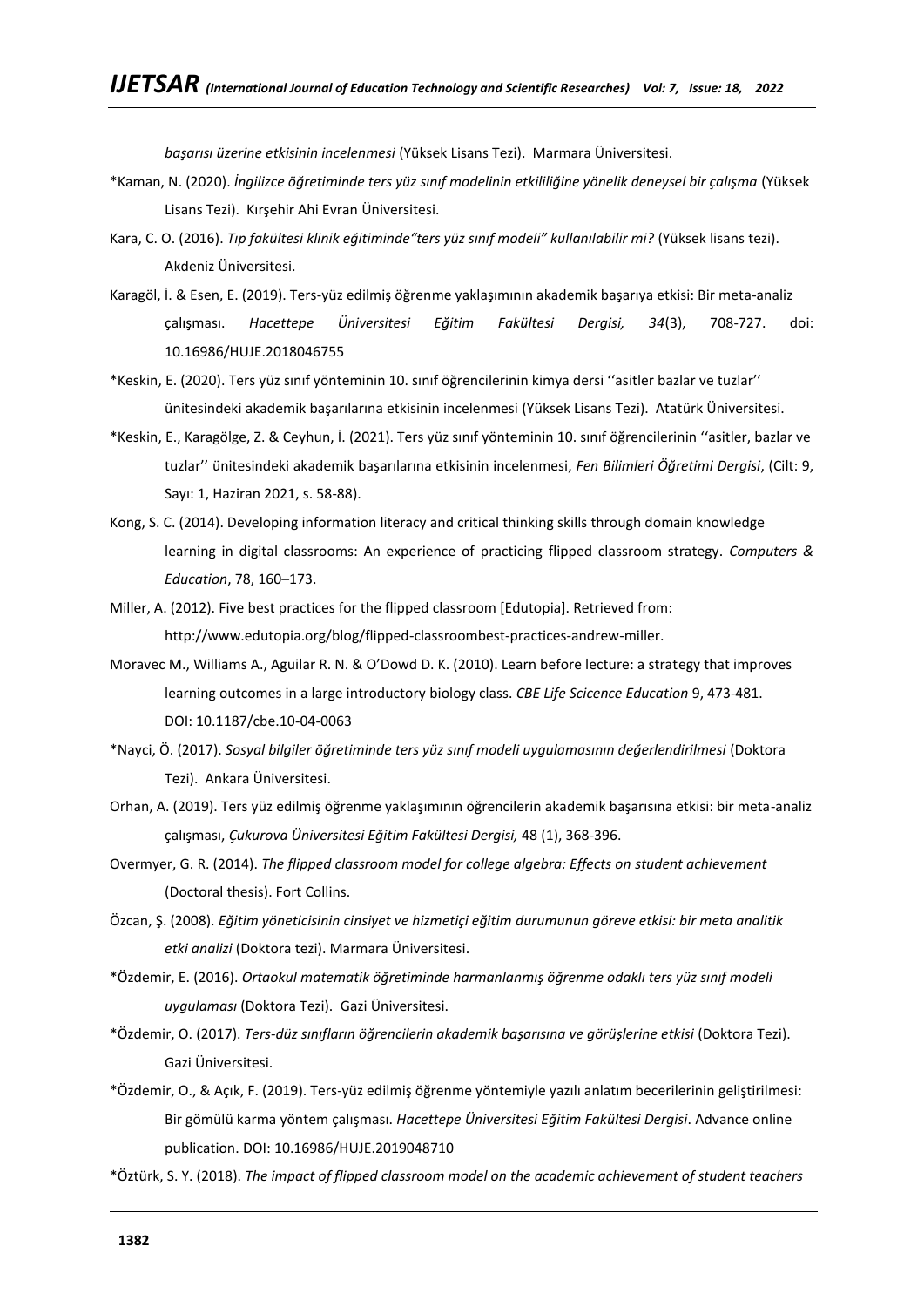*başarısı üzerine etkisinin incelenmesi* (Yüksek Lisans Tezi). Marmara Üniversitesi.

*Kaman, N. (2020). *İngilizce öğretiminde ters yüz sınıf modelinin etkililiğine yönelik deneysel bir çalışma* (Yüksek Lisans Tezi). Kırşehir Ahi Evran Üniversitesi.

Kara, C. O. (2016). *Tıp fakültesi klinik eğitiminde"ters yüz sınıf modeli" kullanılabilir mi?* (Yüksek lisans tezi). Akdeniz Üniversitesi.

Karagöl, İ. & Esen, E. (2019). Ters-yüz edilmiş öğrenme yaklaşımının akademik başarıya etkisi: Bir meta-analiz çalışması. *Hacettepe Üniversitesi Eğitim Fakültesi Dergisi, 34*(3), 708-727. doi: 10.16986/HUJE.2018046755

*Keskin, E. (2020). Ters yüz sınıf yönteminin 10. sınıf öğrencilerinin kimya dersi ''asitler bazlar ve tuzlar'' ünitesindeki akademik başarılarına etkisinin incelenmesi (Yüksek Lisans Tezi). Atatürk Üniversitesi.

*Keskin, E., Karagölge, Z. & Ceyhun, İ. (2021). Ters yüz sınıf yönteminin 10. sınıf öğrencilerinin ''asitler, bazlar ve tuzlar'' ünitesindeki akademik başarılarına etkisinin incelenmesi, *Fen Bilimleri Öğretimi Dergisi*, (Cilt: 9, Sayı: 1, Haziran 2021, s. 58-88).

Kong, S. C. (2014). Developing information literacy and critical thinking skills through domain knowledge learning in digital classrooms: An experience of practicing flipped classroom strategy. *Computers & Education*, 78, 160–173.

Miller, A. (2012). Five best practices for the flipped classroom [Edutopia]. Retrieved from: http://www.edutopia.org/blog/flipped-classroombest-practices-andrew-miller.

Moravec M., Williams A., Aguilar R. N. & O'Dowd D. K. (2010). Learn before lecture: a strategy that improves learning outcomes in a large introductory biology class. *CBE Life Scicence Education* 9, 473-481. DOI: 10.1187/cbe.10-04-0063

*Nayci, Ö. (2017). *Sosyal bilgiler öğretiminde ters yüz sınıf modeli uygulamasının değerlendirilmesi* (Doktora Tezi). Ankara Üniversitesi.

Orhan, A. (2019). Ters yüz edilmiş öğrenme yaklaşımının öğrencilerin akademik başarısına etkisi: bir meta-analiz çalışması, *Çukurova Üniversitesi Eğitim Fakültesi Dergisi,* 48 (1), 368-396.

Overmyer, G. R. (2014). *The flipped classroom model for college algebra: Effects on student achievement* (Doctoral thesis). Fort Collins.

Özcan, Ş. (2008). *Eğitim yöneticisinin cinsiyet ve hizmetiçi eğitim durumunun göreve etkisi: bir meta analitik etki analizi* (Doktora tezi). Marmara Üniversitesi.

*Özdemir, E. (2016). *Ortaokul matematik öğretiminde harmanlanmış öğrenme odaklı ters yüz sınıf modeli uygulaması* (Doktora Tezi). Gazi Üniversitesi.

*Özdemir, O. (2017). *Ters-düz sınıfların öğrencilerin akademik başarısına ve görüşlerine etkisi* (Doktora Tezi). Gazi Üniversitesi.

*Özdemir, O., & Açık, F. (2019). Ters-yüz edilmiş öğrenme yöntemiyle yazılı anlatım becerilerinin geliştirilmesi: Bir gömülü karma yöntem çalışması. *Hacettepe Üniversitesi Eğitim Fakültesi Dergisi*. Advance online publication. DOI: 10.16986/HUJE.2019048710

*Öztürk, S. Y. (2018). *The impact of flipped classroom model on the academic achievement of student teachers*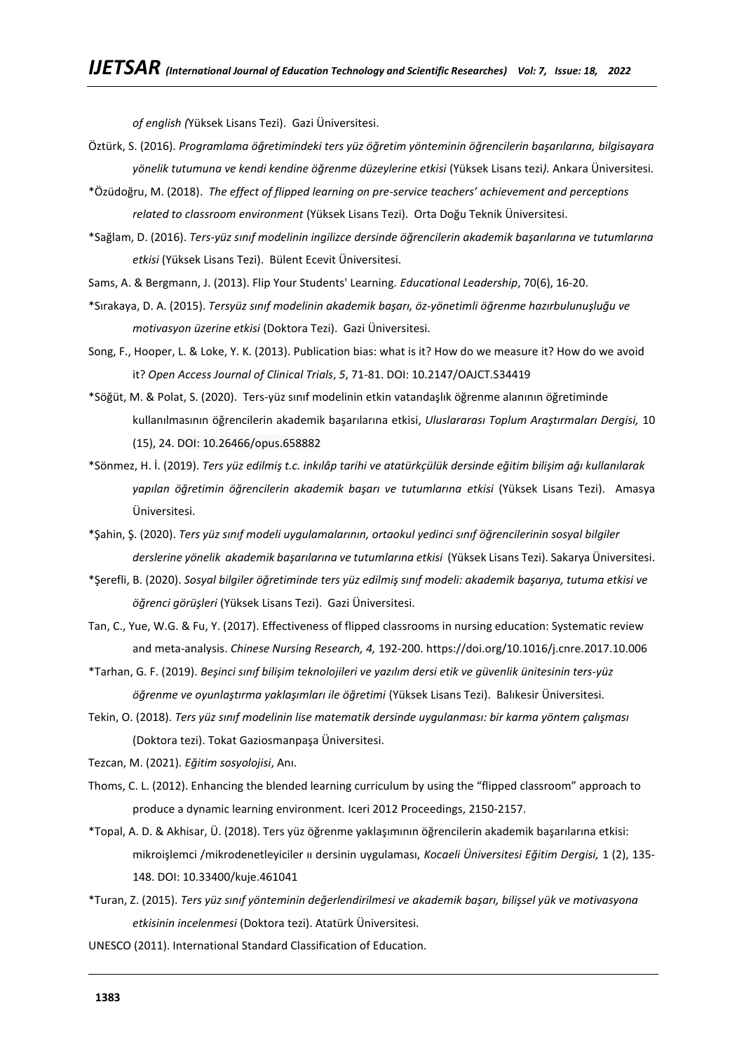*of english (*Yüksek Lisans Tezi). Gazi Üniversitesi.

Öztürk, S. (2016). *Programlama öğretimindeki ters yüz öğretim yönteminin öğrencilerin başarılarına, bilgisayara yönelik tutumuna ve kendi kendine öğrenme düzeylerine etkisi* (Yüksek Lisans tezi*).* Ankara Üniversitesi.

*Özüdoğru, M. (2018). *The effect of flipped learning on pre-service teachers' achievement and perceptions related to classroom environment* (Yüksek Lisans Tezi). Orta Doğu Teknik Üniversitesi.

*Sağlam, D. (2016). *Ters-yüz sınıf modelinin ingilizce dersinde öğrencilerin akademik başarılarına ve tutumlarına etkisi* (Yüksek Lisans Tezi). Bülent Ecevit Üniversitesi.

Sams, A. & Bergmann, J. (2013). Flip Your Students' Learning. *Educational Leadership*, 70(6), 16-20.

*Sırakaya, D. A. (2015). *Tersyüz sınıf modelinin akademik başarı, öz-yönetimli öğrenme hazırbulunuşluğu ve motivasyon üzerine etkisi* (Doktora Tezi). Gazi Üniversitesi.

Song, F., Hooper, L. & Loke, Y. K. (2013). Publication bias: what is it? How do we measure it? How do we avoid it? *Open Access Journal of Clinical Trials*, *5*, 71-81. DOI: 10.2147/OAJCT.S34419

*Söğüt, M. & Polat, S. (2020). Ters-yüz sınıf modelinin etkin vatandaşlık öğrenme alanının öğretiminde kullanılmasının öğrencilerin akademik başarılarına etkisi, *Uluslararası Toplum Araştırmaları Dergisi,* 10 (15), 24. DOI: 10.26466/opus.658882

*Sönmez, H. İ. (2019). *Ters yüz edilmiş t.c. inkılâp tarihi ve atatürkçülük dersinde eğitim bilişim ağı kullanılarak yapılan öğretimin öğrencilerin akademik başarı ve tutumlarına etkisi* (Yüksek Lisans Tezi). Amasya Üniversitesi.

*Şahin, Ş. (2020). *Ters yüz sınıf modeli uygulamalarının, ortaokul yedinci sınıf öğrencilerinin sosyal bilgiler derslerine yönelik akademik başarılarına ve tutumlarına etkisi* (Yüksek Lisans Tezi). Sakarya Üniversitesi.

*Şerefli, B. (2020). *Sosyal bilgiler öğretiminde ters yüz edilmiş sınıf modeli: akademik başarıya, tutuma etkisi ve öğrenci görüşleri* (Yüksek Lisans Tezi). Gazi Üniversitesi.

Tan, C., Yue, W.G. & Fu, Y. (2017). Effectiveness of flipped classrooms in nursing education: Systematic review and meta-analysis. *Chinese Nursing Research, 4,* 192-200. https://doi.org/10.1016/j.cnre.2017.10.006

*Tarhan, G. F. (2019). *Beşinci sınıf bilişim teknolojileri ve yazılım dersi etik ve güvenlik ünitesinin ters-yüz öğrenme ve oyunlaştırma yaklaşımları ile öğretimi* (Yüksek Lisans Tezi). Balıkesir Üniversitesi.

Tekin, O. (2018). *Ters yüz sınıf modelinin lise matematik dersinde uygulanması: bir karma yöntem çalışması* (Doktora tezi). Tokat Gaziosmanpaşa Üniversitesi.

Tezcan, M. (2021). *Eğitim sosyolojisi*, Anı.

Thoms, C. L. (2012). Enhancing the blended learning curriculum by using the "flipped classroom" approach to produce a dynamic learning environment. Iceri 2012 Proceedings, 2150-2157.

*Topal, A. D. & Akhisar, Ü. (2018). Ters yüz öğrenme yaklaşımının öğrencilerin akademik başarılarına etkisi: mikroişlemci /mikrodenetleyiciler ıı dersinin uygulaması, *Kocaeli Üniversitesi Eğitim Dergisi,* 1 (2), 135-148. DOI: 10.33400/kuje.461041

*Turan, Z. (2015). *Ters yüz sınıf yönteminin değerlendirilmesi ve akademik başarı, bilişsel yük ve motivasyona etkisinin incelenmesi* (Doktora tezi). Atatürk Üniversitesi.

UNESCO (2011). International Standard Classification of Education.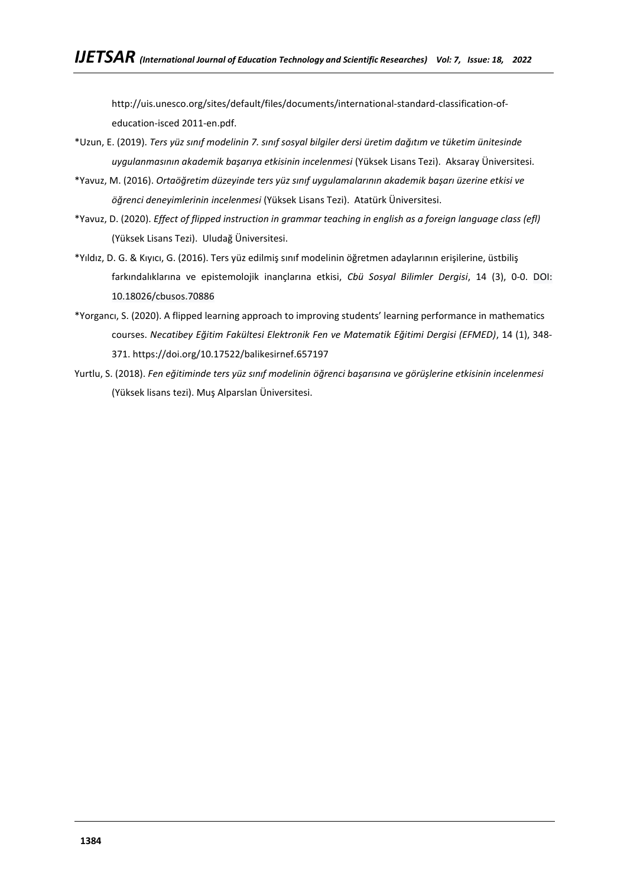http://uis.unesco.org/sites/default/files/documents/international-standard-classification-of-education-isced 2011-en.pdf.

*Uzun, E. (2019). *Ters yüz sınıf modelinin 7. sınıf sosyal bilgiler dersi üretim dağıtım ve tüketim ünitesinde uygulanmasının akademik başarıya etkisinin incelenmesi* (Yüksek Lisans Tezi). Aksaray Üniversitesi.

*Yavuz, M. (2016). *Ortaöğretim düzeyinde ters yüz sınıf uygulamalarının akademik başarı üzerine etkisi ve öğrenci deneyimlerinin incelenmesi* (Yüksek Lisans Tezi). Atatürk Üniversitesi.

*Yavuz, D. (2020). *Effect of flipped instruction in grammar teaching in english as a foreign language class (efl)* (Yüksek Lisans Tezi). Uludağ Üniversitesi.

*Yıldız, D. G. & Kıyıcı, G. (2016). Ters yüz edilmiş sınıf modelinin öğretmen adaylarının erişilerine, üstbiliş farkındalıklarına ve epistemolojik inançlarına etkisi, *Cbü Sosyal Bilimler Dergisi*, 14 (3), 0-0. DOI: 10.18026/cbusos.70886

*Yorgancı, S. (2020). A flipped learning approach to improving students' learning performance in mathematics courses. *Necatibey Eğitim Fakültesi Elektronik Fen ve Matematik Eğitimi Dergisi (EFMED)*, 14 (1), 348-371. https://doi.org/10.17522/balikesirnef.657197

Yurtlu, S. (2018). *Fen eğitiminde ters yüz sınıf modelinin öğrenci başarısına ve görüşlerine etkisinin incelenmesi* (Yüksek lisans tezi). Muş Alparslan Üniversitesi.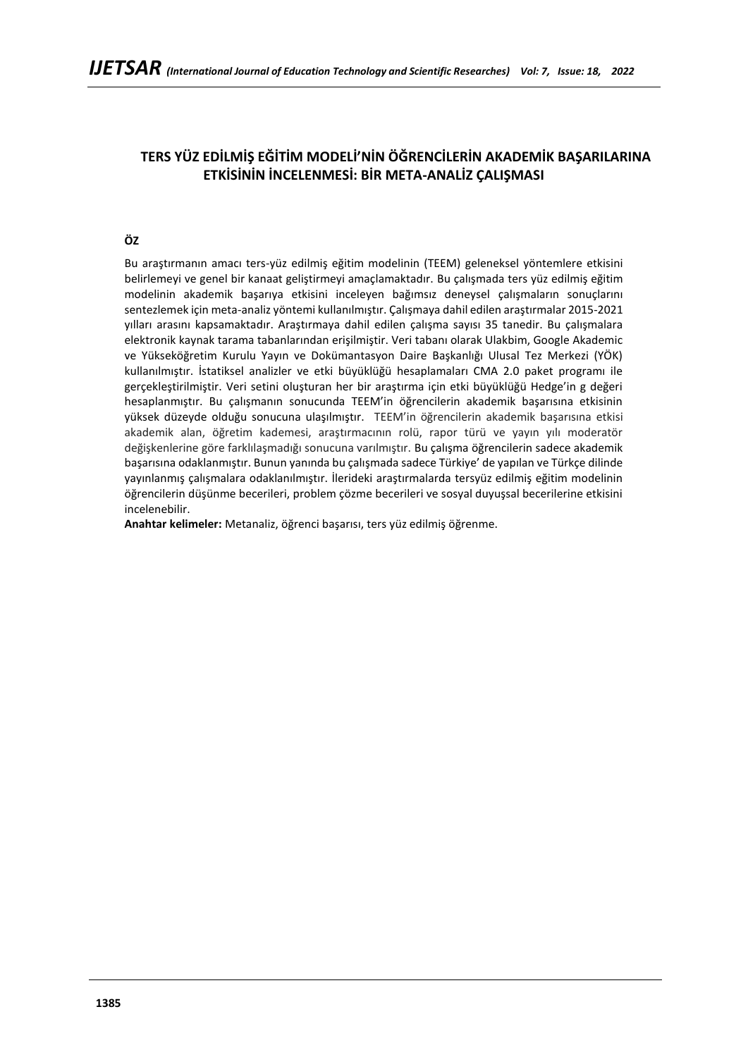# TERS YÜZ EDİLMİŞ EĞİTİM MODELİ'NİN ÖĞRENCİLERİN AKADEMİK BAŞARILARINA ETKİSİNİN İNCELENMESİ: BİR META-ANALİZ ÇALIŞMASI

**ÖZ**

Bu araştırmanın amacı ters-yüz edilmiş eğitim modelinin (TEEM) geleneksel yöntemlere etkisini belirlemeyi ve genel bir kanaat geliştirmeyi amaçlamaktadır. Bu çalışmada ters yüz edilmiş eğitim modelinin akademik başarıya etkisini inceleyen bağımsız deneysel çalışmaların sonuçlarını sentezlemek için meta-analiz yöntemi kullanılmıştır. Çalışmaya dahil edilen araştırmalar 2015-2021 yılları arasını kapsamaktadır. Araştırmaya dahil edilen çalışma sayısı 35 tanedir. Bu çalışmalara elektronik kaynak tarama tabanlarından erişilmiştir. Veri tabanı olarak Ulakbim, Google Akademic ve Yükseköğretim Kurulu Yayın ve Dokümantasyon Daire Başkanlığı Ulusal Tez Merkezi (YÖK) kullanılmıştır. İstatiksel analizler ve etki büyüklüğü hesaplamaları CMA 2.0 paket programı ile gerçekleştirilmiştir. Veri setini oluşturan her bir araştırma için etki büyüklüğü Hedge'in g değeri hesaplanmıştır. Bu çalışmanın sonucunda TEEM'in öğrencilerin akademik başarısına etkisinin yüksek düzeyde olduğu sonucuna ulaşılmıştır. TEEM'in öğrencilerin akademik başarısına etkisi akademik alan, öğretim kademesi, araştırmacının rolü, rapor türü ve yayın yılı moderatör değişkenlerine göre farklılaşmadığı sonucuna varılmıştır. Bu çalışma öğrencilerin sadece akademik başarısına odaklanmıştır. Bunun yanında bu çalışmada sadece Türkiye' de yapılan ve Türkçe dilinde yayınlanmış çalışmalara odaklanılmıştır. İlerideki araştırmalarda tersyüz edilmiş eğitim modelinin öğrencilerin düşünme becerileri, problem çözme becerileri ve sosyal duyuşsal becerilerine etkisini incelenebilir.

**Anahtar kelimeler:** Metanaliz, öğrenci başarısı, ters yüz edilmiş öğrenme.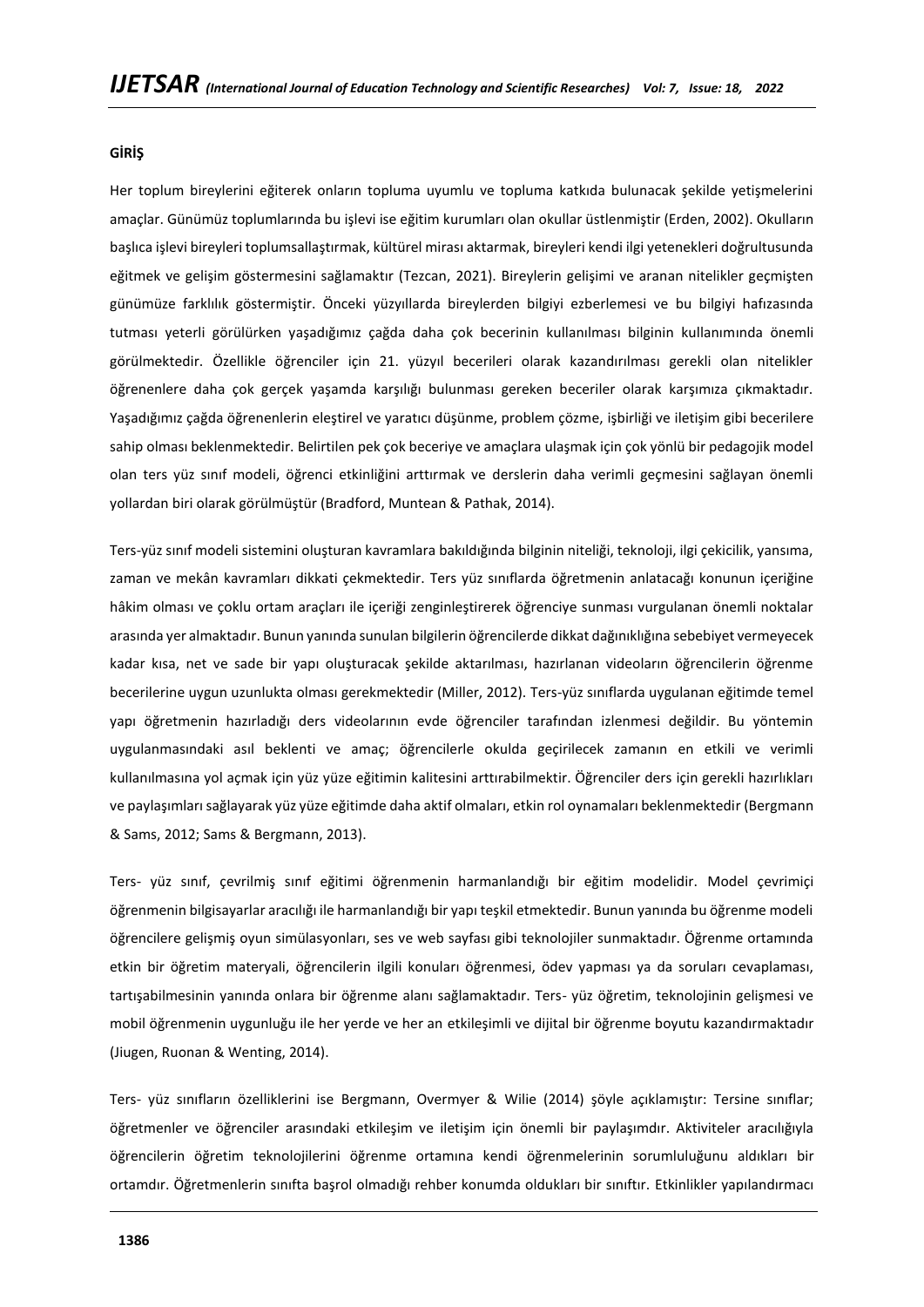## GİRİŞ

Her toplum bireylerini eğiterek onların topluma uyumlu ve topluma katkıda bulunacak şekilde yetişmelerini amaçlar. Günümüz toplumlarında bu işlevi ise eğitim kurumları olan okullar üstlenmiştir (Erden, 2002). Okulların başlıca işlevi bireyleri toplumsallaştırmak, kültürel mirası aktarmak, bireyleri kendi ilgi yetenekleri doğrultusunda eğitmek ve gelişim göstermesini sağlamaktır (Tezcan, 2021). Bireylerin gelişimi ve aranan nitelikler geçmişten günümüze farklılık göstermiştir. Önceki yüzyıllarda bireylerden bilgiyi ezberlemesi ve bu bilgiyi hafızasında tutması yeterli görülürken yaşadığımız çağda daha çok becerinin kullanılması bilginin kullanımında önemli görülmektedir. Özellikle öğrenciler için 21. yüzyıl becerileri olarak kazandırılması gerekli olan nitelikler öğrenenlere daha çok gerçek yaşamda karşılığı bulunması gereken beceriler olarak karşımıza çıkmaktadır. Yaşadığımız çağda öğrenenlerin eleştirel ve yaratıcı düşünme, problem çözme, işbirliği ve iletişim gibi becerilere sahip olması beklenmektedir. Belirtilen pek çok beceriye ve amaçlara ulaşmak için çok yönlü bir pedagojik model olan ters yüz sınıf modeli, öğrenci etkinliğini arttırmak ve derslerin daha verimli geçmesini sağlayan önemli yollardan biri olarak görülmüştür (Bradford, Muntean & Pathak, 2014).

Ters-yüz sınıf modeli sistemini oluşturan kavramlara bakıldığında bilginin niteliği, teknoloji, ilgi çekicilik, yansıma, zaman ve mekân kavramları dikkati çekmektedir. Ters yüz sınıflarda öğretmenin anlatacağı konunun içeriğine hâkim olması ve çoklu ortam araçları ile içeriği zenginleştirerek öğrenciye sunması vurgulanan önemli noktalar arasında yer almaktadır. Bunun yanında sunulan bilgilerin öğrencilerde dikkat dağınıklığına sebebiyet vermeyecek kadar kısa, net ve sade bir yapı oluşturacak şekilde aktarılması, hazırlanan videoların öğrencilerin öğrenme becerilerine uygun uzunlukta olması gerekmektedir (Miller, 2012). Ters-yüz sınıflarda uygulanan eğitimde temel yapı öğretmenin hazırladığı ders videolarının evde öğrenciler tarafından izlenmesi değildir. Bu yöntemin uygulanmasındaki asıl beklenti ve amaç; öğrencilerle okulda geçirilecek zamanın en etkili ve verimli kullanılmasına yol açmak için yüz yüze eğitimin kalitesini arttırabilmektir. Öğrenciler ders için gerekli hazırlıkları ve paylaşımları sağlayarak yüz yüze eğitimde daha aktif olmaları, etkin rol oynamaları beklenmektedir (Bergmann & Sams, 2012; Sams & Bergmann, 2013).

Ters- yüz sınıf, çevrilmiş sınıf eğitimi öğrenmenin harmanlandığı bir eğitim modelidir. Model çevrimiçi öğrenmenin bilgisayarlar aracılığı ile harmanlandığı bir yapı teşkil etmektedir. Bunun yanında bu öğrenme modeli öğrencilere gelişmiş oyun simülasyonları, ses ve web sayfası gibi teknolojiler sunmaktadır. Öğrenme ortamında etkin bir öğretim materyali, öğrencilerin ilgili konuları öğrenmesi, ödev yapması ya da soruları cevaplaması, tartışabilmesinin yanında onlara bir öğrenme alanı sağlamaktadır. Ters- yüz öğretim, teknolojinin gelişmesi ve mobil öğrenmenin uygunluğu ile her yerde ve her an etkileşimli ve dijital bir öğrenme boyutu kazandırmaktadır (Jiugen, Ruonan & Wenting, 2014).

Ters- yüz sınıfların özelliklerini ise Bergmann, Overmyer & Wilie (2014) şöyle açıklamıştır: Tersine sınıflar; öğretmenler ve öğrenciler arasındaki etkileşim ve iletişim için önemli bir paylaşımdır. Aktiviteler aracılığıyla öğrencilerin öğretim teknolojilerini öğrenme ortamına kendi öğrenmelerinin sorumluluğunu aldıkları bir ortamdır. Öğretmenlerin sınıfta başrol olmadığı rehber konumda oldukları bir sınıftır. Etkinlikler yapılandırmacı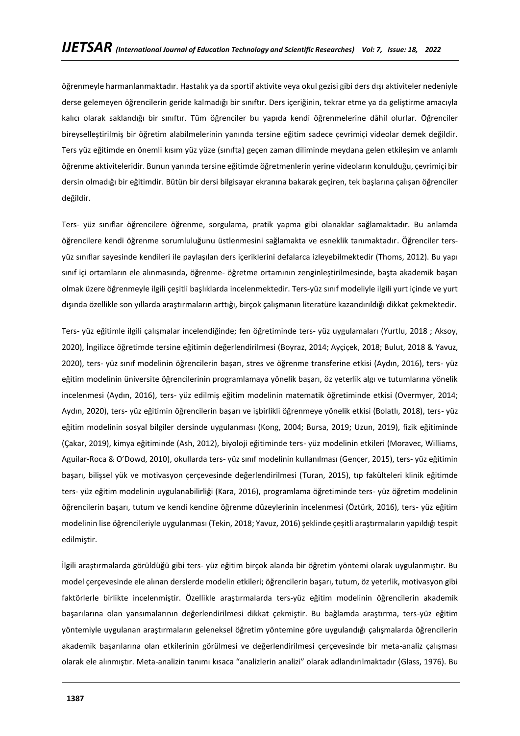öğrenmeyle harmanlanmaktadır. Hastalık ya da sportif aktivite veya okul gezisi gibi ders dışı aktiviteler nedeniyle derse gelemeyen öğrencilerin geride kalmadığı bir sınıftır. Ders içeriğinin, tekrar etme ya da geliştirme amacıyla kalıcı olarak saklandığı bir sınıftır. Tüm öğrenciler bu yapıda kendi öğrenmelerine dâhil olurlar. Öğrenciler bireyselleştirilmiş bir öğretim alabilmelerinin yanında tersine eğitim sadece çevrimiçi videolar demek değildir. Ters yüz eğitimde en önemli kısım yüz yüze (sınıfta) geçen zaman diliminde meydana gelen etkileşim ve anlamlı öğrenme aktiviteleridir. Bunun yanında tersine eğitimde öğretmenlerin yerine videoların konulduğu, çevrimiçi bir dersin olmadığı bir eğitimdir. Bütün bir dersi bilgisayar ekranına bakarak geçiren, tek başlarına çalışan öğrenciler değildir.

Ters- yüz sınıflar öğrencilere öğrenme, sorgulama, pratik yapma gibi olanaklar sağlamaktadır. Bu anlamda öğrencilere kendi öğrenme sorumluluğunu üstlenmesini sağlamakta ve esneklik tanımaktadır. Öğrenciler ters-yüz sınıflar sayesinde kendileri ile paylaşılan ders içeriklerini defalarca izleyebilmektedir (Thoms, 2012). Bu yapı sınıf içi ortamların ele alınmasında, öğrenme- öğretme ortamının zenginleştirilmesinde, başta akademik başarı olmak üzere öğrenmeyle ilgili çeşitli başlıklarda incelenmektedir. Ters-yüz sınıf modeliyle ilgili yurt içinde ve yurt dışında özellikle son yıllarda araştırmaların arttığı, birçok çalışmanın literatüre kazandırıldığı dikkat çekmektedir.

Ters- yüz eğitimle ilgili çalışmalar incelendiğinde; fen öğretiminde ters- yüz uygulamaları (Yurtlu, 2018 ; Aksoy, 2020), İngilizce öğretimde tersine eğitimin değerlendirilmesi (Boyraz, 2014; Ayçiçek, 2018; Bulut, 2018 & Yavuz, 2020), ters- yüz sınıf modelinin öğrencilerin başarı, stres ve öğrenme transferine etkisi (Aydın, 2016), ters- yüz eğitim modelinin üniversite öğrencilerinin programlamaya yönelik başarı, öz yeterlik algı ve tutumlarına yönelik incelenmesi (Aydın, 2016), ters- yüz edilmiş eğitim modelinin matematik öğretiminde etkisi (Overmyer, 2014; Aydın, 2020), ters- yüz eğitimin öğrencilerin başarı ve işbirlikli öğrenmeye yönelik etkisi (Bolatlı, 2018), ters- yüz eğitim modelinin sosyal bilgiler dersinde uygulanması (Kong, 2004; Bursa, 2019; Uzun, 2019), fizik eğitiminde (Çakar, 2019), kimya eğitiminde (Ash, 2012), biyoloji eğitiminde ters- yüz modelinin etkileri (Moravec, Williams, Aguilar-Roca & O'Dowd, 2010), okullarda ters- yüz sınıf modelinin kullanılması (Gençer, 2015), ters- yüz eğitimin başarı, bilişsel yük ve motivasyon çerçevesinde değerlendirilmesi (Turan, 2015), tıp fakülteleri klinik eğitimde ters- yüz eğitim modelinin uygulanabilirliği (Kara, 2016), programlama öğretiminde ters- yüz öğretim modelinin öğrencilerin başarı, tutum ve kendi kendine öğrenme düzeylerinin incelenmesi (Öztürk, 2016), ters- yüz eğitim modelinin lise öğrencileriyle uygulanması (Tekin, 2018; Yavuz, 2016) şeklinde çeşitli araştırmaların yapıldığı tespit edilmiştir.

İlgili araştırmalarda görüldüğü gibi ters- yüz eğitim birçok alanda bir öğretim yöntemi olarak uygulanmıştır. Bu model çerçevesinde ele alınan derslerde modelin etkileri; öğrencilerin başarı, tutum, öz yeterlik, motivasyon gibi faktörlerle birlikte incelenmiştir. Özellikle araştırmalarda ters-yüz eğitim modelinin öğrencilerin akademik başarılarına olan yansımalarının değerlendirilmesi dikkat çekmiştir. Bu bağlamda araştırma, ters-yüz eğitim yöntemiyle uygulanan araştırmaların geleneksel öğretim yöntemine göre uygulandığı çalışmalarda öğrencilerin akademik başarılarına olan etkilerinin görülmesi ve değerlendirilmesi çerçevesinde bir meta-analiz çalışması olarak ele alınmıştır. Meta-analizin tanımı kısaca "analizlerin analizi" olarak adlandırılmaktadır (Glass, 1976). Bu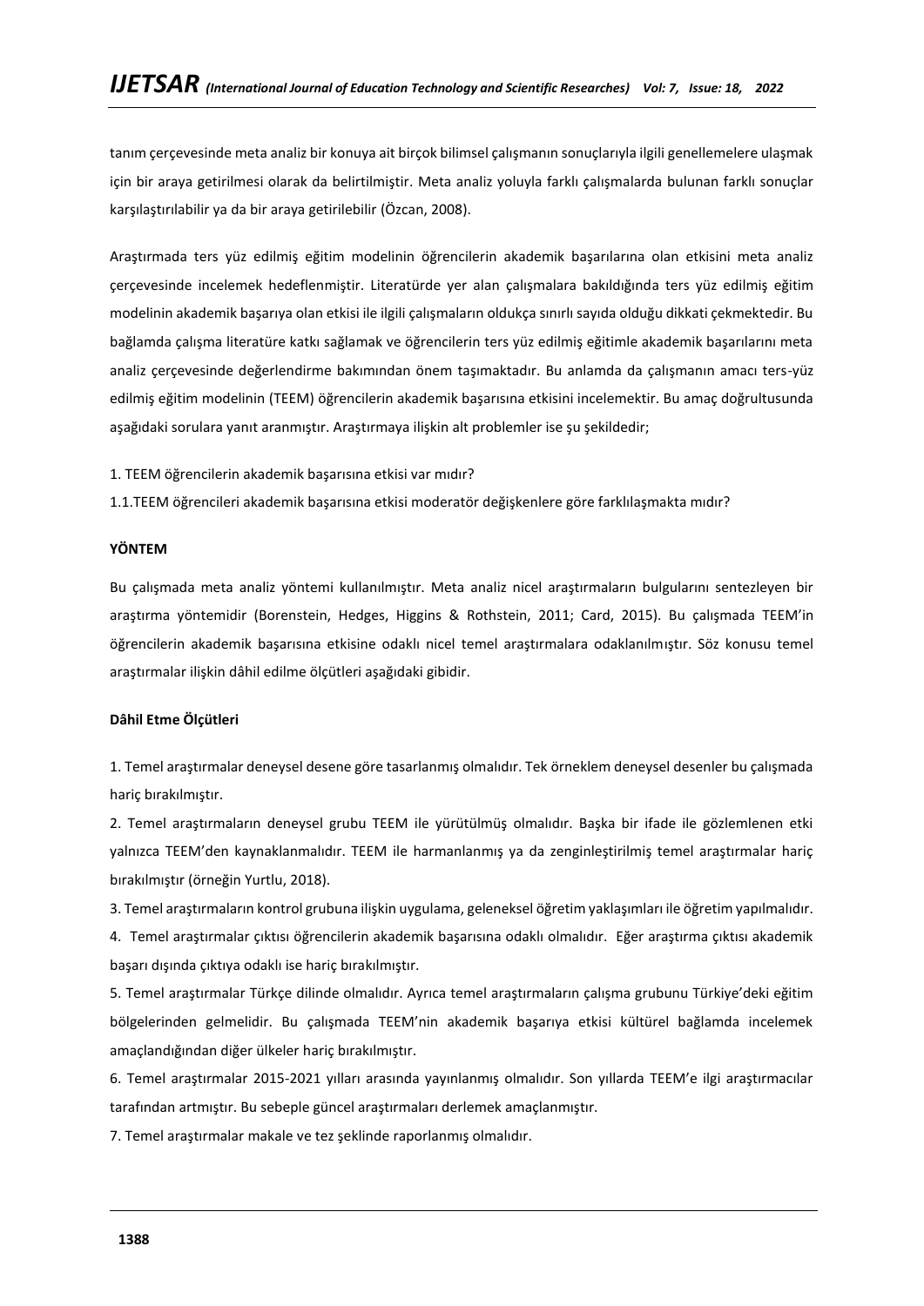tanım çerçevesinde meta analiz bir konuya ait birçok bilimsel çalışmanın sonuçlarıyla ilgili genellemelere ulaşmak için bir araya getirilmesi olarak da belirtilmiştir. Meta analiz yoluyla farklı çalışmalarda bulunan farklı sonuçlar karşılaştırılabilir ya da bir araya getirilebilir (Özcan, 2008).

Araştırmada ters yüz edilmiş eğitim modelinin öğrencilerin akademik başarılarına olan etkisini meta analiz çerçevesinde incelemek hedeflenmiştir. Literatürde yer alan çalışmalara bakıldığında ters yüz edilmiş eğitim modelinin akademik başarıya olan etkisi ile ilgili çalışmaların oldukça sınırlı sayıda olduğu dikkati çekmektedir. Bu bağlamda çalışma literatüre katkı sağlamak ve öğrencilerin ters yüz edilmiş eğitimle akademik başarılarını meta analiz çerçevesinde değerlendirme bakımından önem taşımaktadır. Bu anlamda da çalışmanın amacı ters-yüz edilmiş eğitim modelinin (TEEM) öğrencilerin akademik başarısına etkisini incelemektir. Bu amaç doğrultusunda aşağıdaki sorulara yanıt aranmıştır. Araştırmaya ilişkin alt problemler ise şu şekildedir;

1. TEEM öğrencilerin akademik başarısına etkisi var mıdır?

1.1.TEEM öğrencileri akademik başarısına etkisi moderatör değişkenlere göre farklılaşmakta mıdır?

## YÖNTEM

Bu çalışmada meta analiz yöntemi kullanılmıştır. Meta analiz nicel araştırmaların bulgularını sentezleyen bir araştırma yöntemidir (Borenstein, Hedges, Higgins & Rothstein, 2011; Card, 2015). Bu çalışmada TEEM'in öğrencilerin akademik başarısına etkisine odaklı nicel temel araştırmalara odaklanılmıştır. Söz konusu temel araştırmalar ilişkin dâhil edilme ölçütleri aşağıdaki gibidir.

### Dâhil Etme Ölçütleri

1. Temel araştırmalar deneysel desene göre tasarlanmış olmalıdır. Tek örneklem deneysel desenler bu çalışmada hariç bırakılmıştır.
2. Temel araştırmaların deneysel grubu TEEM ile yürütülmüş olmalıdır. Başka bir ifade ile gözlemlenen etki yalnızca TEEM'den kaynaklanmalıdır. TEEM ile harmanlanmış ya da zenginleştirilmiş temel araştırmalar hariç bırakılmıştır (örneğin Yurtlu, 2018).
3. Temel araştırmaların kontrol grubuna ilişkin uygulama, geleneksel öğretim yaklaşımları ile öğretim yapılmalıdır.
4. Temel araştırmalar çıktısı öğrencilerin akademik başarısına odaklı olmalıdır. Eğer araştırma çıktısı akademik başarı dışında çıktıya odaklı ise hariç bırakılmıştır.
5. Temel araştırmalar Türkçe dilinde olmalıdır. Ayrıca temel araştırmaların çalışma grubunu Türkiye'deki eğitim bölgelerinden gelmelidir. Bu çalışmada TEEM'nin akademik başarıya etkisi kültürel bağlamda incelemek amaçlandığından diğer ülkeler hariç bırakılmıştır.
6. Temel araştırmalar 2015-2021 yılları arasında yayınlanmış olmalıdır. Son yıllarda TEEM'e ilgi araştırmacılar tarafından artmıştır. Bu sebeple güncel araştırmaları derlemek amaçlanmıştır.
7. Temel araştırmalar makale ve tez şeklinde raporlanmış olmalıdır.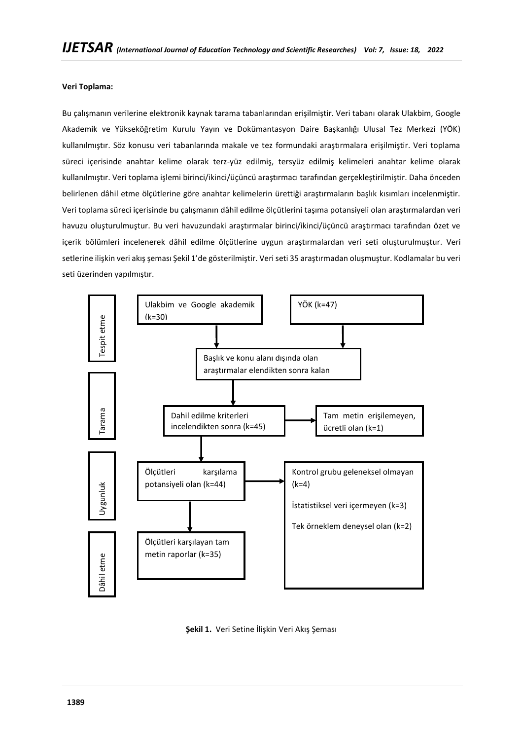**Veri Toplama:**

Bu çalışmanın verilerine elektronik kaynak tarama tabanlarından erişilmiştir. Veri tabanı olarak Ulakbim, Google Akademik ve Yükseköğretim Kurulu Yayın ve Dokümantasyon Daire Başkanlığı Ulusal Tez Merkezi (YÖK) kullanılmıştır. Söz konusu veri tabanlarında makale ve tez formundaki araştırmalara erişilmiştir. Veri toplama süreci içerisinde anahtar kelime olarak terz-yüz edilmiş, tersyüz edilmiş kelimeleri anahtar kelime olarak kullanılmıştır. Veri toplama işlemi birinci/ikinci/üçüncü araştırmacı tarafından gerçekleştirilmiştir. Daha önceden belirlenen dâhil etme ölçütlerine göre anahtar kelimelerin ürettiği araştırmaların başlık kısımları incelenmiştir. Veri toplama süreci içerisinde bu çalışmanın dâhil edilme ölçütlerini taşıma potansiyeli olan araştırmalardan veri havuzu oluşturulmuştur. Bu veri havuzundaki araştırmalar birinci/ikinci/üçüncü araştırmacı tarafından özet ve içerik bölümleri incelenerek dâhil edilme ölçütlerine uygun araştırmalardan veri seti oluşturulmuştur. Veri setlerine ilişkin veri akış şeması Şekil 1'de gösterilmiştir. Veri seti 35 araştırmadan oluşmuştur. Kodlamalar bu veri seti üzerinden yapılmıştır.

**Tespit etme**
- Ulakbim ve Google akademik (k=30)
- YÖK (k=47)
- Başlık ve konu alanı dışında olan araştırmalar elendikten sonra kalan

**Tarama**
- Dahil edilme kriterleri incelendikten sonra (k=45)
- Tam metin erişilemeyen, ücretli olan (k=1)

**Uygunluk**
- Ölçütleri karşılama potansiyeli olan (k=44)
- Kontrol grubu geleneksel olmayan (k=4)
- İstatistiksel veri içermeyen (k=3)
- Tek örneklem deneysel olan (k=2)

**Dâhil etme**
- Ölçütleri karşılayan tam metin raporlar (k=35)

**Şekil 1.** Veri Setine İlişkin Veri Akış Şeması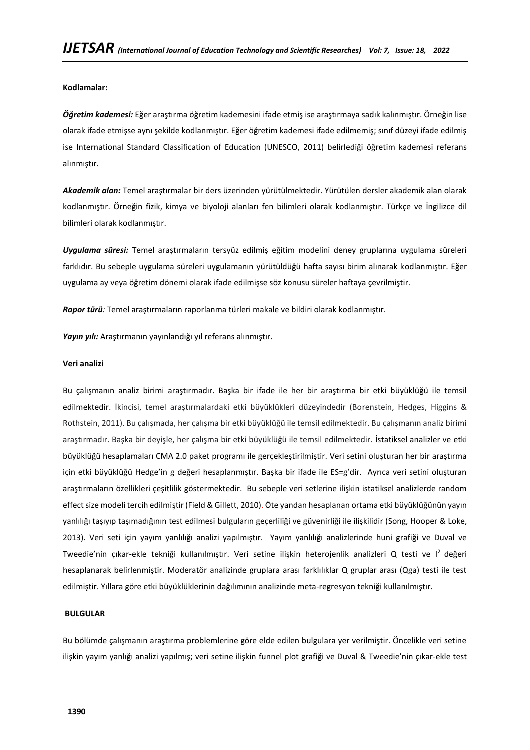**Kodlamalar:**

***Öğretim kademesi:*** Eğer araştırma öğretim kademesini ifade etmiş ise araştırmaya sadık kalınmıştır. Örneğin lise olarak ifade etmişse aynı şekilde kodlanmıştır. Eğer öğretim kademesi ifade edilmemiş; sınıf düzeyi ifade edilmiş ise International Standard Classification of Education (UNESCO, 2011) belirlediği öğretim kademesi referans alınmıştır.

***Akademik alan:*** Temel araştırmalar bir ders üzerinden yürütülmektedir. Yürütülen dersler akademik alan olarak kodlanmıştır. Örneğin fizik, kimya ve biyoloji alanları fen bilimleri olarak kodlanmıştır. Türkçe ve İngilizce dil bilimleri olarak kodlanmıştır.

***Uygulama süresi:*** Temel araştırmaların tersyüz edilmiş eğitim modelini deney gruplarına uygulama süreleri farklıdır. Bu sebeple uygulama süreleri uygulamanın yürütüldüğü hafta sayısı birim alınarak kodlanmıştır. Eğer uygulama ay veya öğretim dönemi olarak ifade edilmişse söz konusu süreler haftaya çevrilmiştir.

***Rapor türü:*** Temel araştırmaların raporlanma türleri makale ve bildiri olarak kodlanmıştır.

***Yayın yılı:*** Araştırmanın yayınlandığı yıl referans alınmıştır.

**Veri analizi**

Bu çalışmanın analiz birimi araştırmadır. Başka bir ifade ile her bir araştırma bir etki büyüklüğü ile temsil edilmektedir. İkincisi, temel araştırmalardaki etki büyüklükleri düzeyindedir (Borenstein, Hedges, Higgins & Rothstein, 2011). Bu çalışmada, her çalışma bir etki büyüklüğü ile temsil edilmektedir. Bu çalışmanın analiz birimi araştırmadır. Başka bir deyişle, her çalışma bir etki büyüklüğü ile temsil edilmektedir. İstatiksel analizler ve etki büyüklüğü hesaplamaları CMA 2.0 paket programı ile gerçekleştirilmiştir. Veri setini oluşturan her bir araştırma için etki büyüklüğü Hedge'in g değeri hesaplanmıştır. Başka bir ifade ile ES=g'dir. Ayrıca veri setini oluşturan araştırmaların özellikleri çeşitlilik göstermektedir. Bu sebeple veri setlerine ilişkin istatiksel analizlerde random effect size modeli tercih edilmiştir (Field & Gillett, 2010). Öte yandan hesaplanan ortama etki büyüklüğünün yayın yanlılığı taşıyıp taşımadığının test edilmesi bulguların geçerliliği ve güvenirliği ile ilişkilidir (Song, Hooper & Loke, 2013). Veri seti için yayım yanlılığı analizi yapılmıştır. Yayım yanlılığı analizlerinde huni grafiği ve Duval ve Tweedie'nin çıkar-ekle tekniği kullanılmıştır. Veri setine ilişkin heterojenlik analizleri Q testi ve $I^2$ değeri hesaplanarak belirlenmiştir. Moderatör analizinde gruplara arası farklılıklar Q gruplar arası (Qga) testi ile test edilmiştir. Yıllara göre etki büyüklüklerinin dağılımının analizinde meta-regresyon tekniği kullanılmıştır.

**BULGULAR**

Bu bölümde çalışmanın araştırma problemlerine göre elde edilen bulgulara yer verilmiştir. Öncelikle veri setine ilişkin yayım yanlığı analizi yapılmış; veri setine ilişkin funnel plot grafiği ve Duval & Tweedie'nin çıkar-ekle test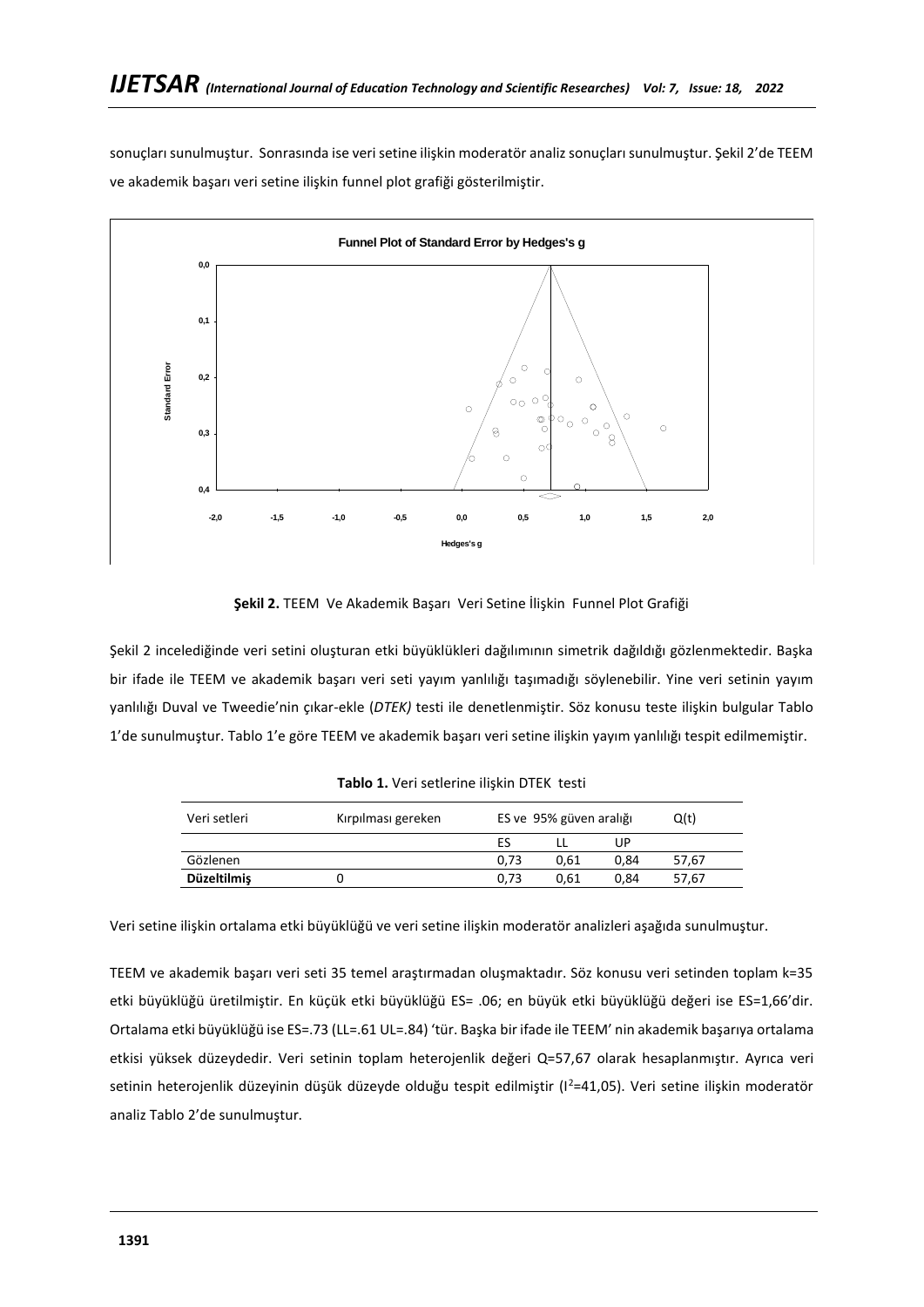sonuçları sunulmuştur. Sonrasında ise veri setine ilişkin moderatör analiz sonuçları sunulmuştur. Şekil 2'de TEEM ve akademik başarı veri setine ilişkin funnel plot grafiği gösterilmiştir.

**Şekil 2.** TEEM Ve Akademik Başarı Veri Setine İlişkin Funnel Plot Grafiği

Şekil 2 incelediğinde veri setini oluşturan etki büyüklükleri dağılımının simetrik dağıldığı gözlenmektedir. Başka bir ifade ile TEEM ve akademik başarı veri seti yayım yanlılığı taşımadığı söylenebilir. Yine veri setinin yayım yanlılığı Duval ve Tweedie'nin çıkar-ekle (*DTEK)* testi ile denetlenmiştir. Söz konusu teste ilişkin bulgular Tablo 1'de sunulmuştur. Tablo 1'e göre TEEM ve akademik başarı veri setine ilişkin yayım yanlılığı tespit edilmemiştir.

**Tablo 1.** Veri setlerine ilişkin DTEK testi

| Veri setleri | Kırpılması gereken | ES ve 95% güven aralığı | | | Q(t) |
|---|---|---|---|---|---|
| | | ES | LL | UP | |
| Gözlenen | | 0,73 | 0,61 | 0,84 | 57,67 |
| **Düzeltilmiş** | 0 | 0,73 | 0,61 | 0,84 | 57,67 |

Veri setine ilişkin ortalama etki büyüklüğü ve veri setine ilişkin moderatör analizleri aşağıda sunulmuştur.

TEEM ve akademik başarı veri seti 35 temel araştırmadan oluşmaktadır. Söz konusu veri setinden toplam k=35 etki büyüklüğü üretilmiştir. En küçük etki büyüklüğü ES= .06; en büyük etki büyüklüğü değeri ise ES=1,66'dir. Ortalama etki büyüklüğü ise ES=.73 (LL=.61 UL=.84) 'tür. Başka bir ifade ile TEEM' nin akademik başarıya ortalama etkisi yüksek düzeydedir. Veri setinin toplam heterojenlik değeri Q=57,67 olarak hesaplanmıştır. Ayrıca veri setinin heterojenlik düzeyinin düşük düzeyde olduğu tespit edilmiştir ($I^2$=41,05). Veri setine ilişkin moderatör analiz Tablo 2'de sunulmuştur.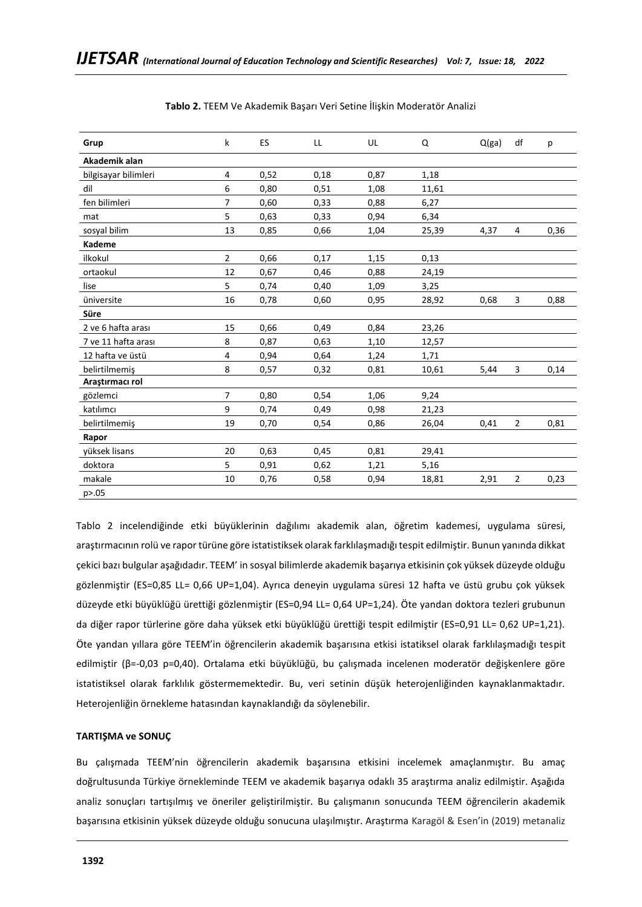**Tablo 2.** TEEM Ve Akademik Başarı Veri Setine İlişkin Moderatör Analizi

| Grup | k | ES | LL | UL | Q | Q(ga) | df | p |
|---|---|---|---|---|---|---|---|---|
| **Akademik alan** | | | | | | | | |
| bilgisayar bilimleri | 4 | 0,52 | 0,18 | 0,87 | 1,18 | | | |
| dil | 6 | 0,80 | 0,51 | 1,08 | 11,61 | | | |
| fen bilimleri | 7 | 0,60 | 0,33 | 0,88 | 6,27 | | | |
| mat | 5 | 0,63 | 0,33 | 0,94 | 6,34 | | | |
| sosyal bilim | 13 | 0,85 | 0,66 | 1,04 | 25,39 | 4,37 | 4 | 0,36 |
| **Kademe** | | | | | | | | |
| ilkokul | 2 | 0,66 | 0,17 | 1,15 | 0,13 | | | |
| ortaokul | 12 | 0,67 | 0,46 | 0,88 | 24,19 | | | |
| lise | 5 | 0,74 | 0,40 | 1,09 | 3,25 | | | |
| üniversite | 16 | 0,78 | 0,60 | 0,95 | 28,92 | 0,68 | 3 | 0,88 |
| **Süre** | | | | | | | | |
| 2 ve 6 hafta arası | 15 | 0,66 | 0,49 | 0,84 | 23,26 | | | |
| 7 ve 11 hafta arası | 8 | 0,87 | 0,63 | 1,10 | 12,57 | | | |
| 12 hafta ve üstü | 4 | 0,94 | 0,64 | 1,24 | 1,71 | | | |
| belirtilmemiş | 8 | 0,57 | 0,32 | 0,81 | 10,61 | 5,44 | 3 | 0,14 |
| **Araştırmacı rol** | | | | | | | | |
| gözlemci | 7 | 0,80 | 0,54 | 1,06 | 9,24 | | | |
| katılımcı | 9 | 0,74 | 0,49 | 0,98 | 21,23 | | | |
| belirtilmemiş | 19 | 0,70 | 0,54 | 0,86 | 26,04 | 0,41 | 2 | 0,81 |
| **Rapor** | | | | | | | | |
| yüksek lisans | 20 | 0,63 | 0,45 | 0,81 | 29,41 | | | |
| doktora | 5 | 0,91 | 0,62 | 1,21 | 5,16 | | | |
| makale | 10 | 0,76 | 0,58 | 0,94 | 18,81 | 2,91 | 2 | 0,23 |

p>.05

Tablo 2 incelendiğinde etki büyüklerinin dağılımı akademik alan, öğretim kademesi, uygulama süresi, araştırmacının rolü ve rapor türüne göre istatistiksek olarak farklılaşmadığı tespit edilmiştir. Bunun yanında dikkat çekici bazı bulgular aşağıdadır. TEEM' in sosyal bilimlerde akademik başarıya etkisinin çok yüksek düzeyde olduğu gözlenmiştir (ES=0,85 LL= 0,66 UP=1,04). Ayrıca deneyin uygulama süresi 12 hafta ve üstü grubu çok yüksek düzeyde etki büyüklüğü ürettiği gözlenmiştir (ES=0,94 LL= 0,64 UP=1,24). Öte yandan doktora tezleri grubunun da diğer rapor türlerine göre daha yüksek etki büyüklüğü ürettiği tespit edilmiştir (ES=0,91 LL= 0,62 UP=1,21). Öte yandan yıllara göre TEEM'in öğrencilerin akademik başarısına etkisi istatiksel olarak farklılaşmadığı tespit edilmiştir (β=-0,03 p=0,40). Ortalama etki büyüklüğü, bu çalışmada incelenen moderatör değişkenlere göre istatistiksel olarak farklılık göstermemektedir. Bu, veri setinin düşük heterojenliğinden kaynaklanmaktadır. Heterojenliğin örnekleme hatasından kaynaklandığı da söylenebilir.

## TARTIŞMA ve SONUÇ

Bu çalışmada TEEM'nin öğrencilerin akademik başarısına etkisini incelemek amaçlanmıştır. Bu amaç doğrultusunda Türkiye örnekleminde TEEM ve akademik başarıya odaklı 35 araştırma analiz edilmiştir. Aşağıda analiz sonuçları tartışılmış ve öneriler geliştirilmiştir. Bu çalışmanın sonucunda TEEM öğrencilerin akademik başarısına etkisinin yüksek düzeyde olduğu sonucuna ulaşılmıştır. Araştırma Karagöl & Esen'in (2019) metanaliz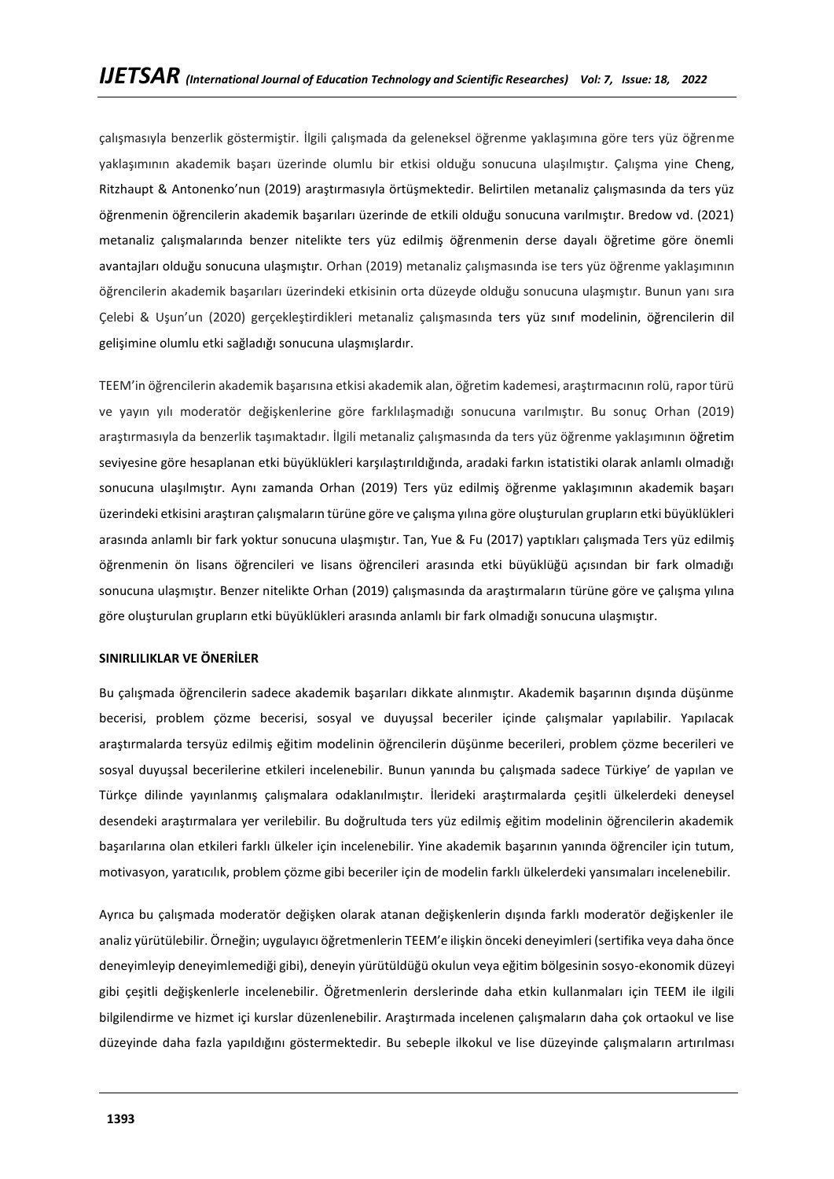çalışmasıyla benzerlik göstermiştir. İlgili çalışmada da geleneksel öğrenme yaklaşımına göre ters yüz öğrenme yaklaşımının akademik başarı üzerinde olumlu bir etkisi olduğu sonucuna ulaşılmıştır. Çalışma yine Cheng, Ritzhaupt & Antonenko'nun (2019) araştırmasıyla örtüşmektedir. Belirtilen metanaliz çalışmasında da ters yüz öğrenmenin öğrencilerin akademik başarıları üzerinde de etkili olduğu sonucuna varılmıştır. Bredow vd. (2021) metanaliz çalışmalarında benzer nitelikte ters yüz edilmiş öğrenmenin derse dayalı öğretime göre önemli avantajları olduğu sonucuna ulaşmıştır. Orhan (2019) metanaliz çalışmasında ise ters yüz öğrenme yaklaşımının öğrencilerin akademik başarıları üzerindeki etkisinin orta düzeyde olduğu sonucuna ulaşmıştır. Bunun yanı sıra Çelebi & Uşun'un (2020) gerçekleştirdikleri metanaliz çalışmasında ters yüz sınıf modelinin, öğrencilerin dil gelişimine olumlu etki sağladığı sonucuna ulaşmışlardır.

TEEM'in öğrencilerin akademik başarısına etkisi akademik alan, öğretim kademesi, araştırmacının rolü, rapor türü ve yayın yılı moderatör değişkenlerine göre farklılaşmadığı sonucuna varılmıştır. Bu sonuç Orhan (2019) araştırmasıyla da benzerlik taşımaktadır. İlgili metanaliz çalışmasında da ters yüz öğrenme yaklaşımının öğretim seviyesine göre hesaplanan etki büyüklükleri karşılaştırıldığında, aradaki farkın istatistiki olarak anlamlı olmadığı sonucuna ulaşılmıştır. Aynı zamanda Orhan (2019) Ters yüz edilmiş öğrenme yaklaşımının akademik başarı üzerindeki etkisini araştıran çalışmaların türüne göre ve çalışma yılına göre oluşturulan grupların etki büyüklükleri arasında anlamlı bir fark yoktur sonucuna ulaşmıştır. Tan, Yue & Fu (2017) yaptıkları çalışmada Ters yüz edilmiş öğrenmenin ön lisans öğrencileri ve lisans öğrencileri arasında etki büyüklüğü açısından bir fark olmadığı sonucuna ulaşmıştır. Benzer nitelikte Orhan (2019) çalışmasında da araştırmaların türüne göre ve çalışma yılına göre oluşturulan grupların etki büyüklükleri arasında anlamlı bir fark olmadığı sonucuna ulaşmıştır.

**SINIRLILIKLAR VE ÖNERİLER**

Bu çalışmada öğrencilerin sadece akademik başarıları dikkate alınmıştır. Akademik başarının dışında düşünme becerisi, problem çözme becerisi, sosyal ve duyuşsal beceriler içinde çalışmalar yapılabilir. Yapılacak araştırmalarda tersyüz edilmiş eğitim modelinin öğrencilerin düşünme becerileri, problem çözme becerileri ve sosyal duyuşsal becerilerine etkileri incelenebilir. Bunun yanında bu çalışmada sadece Türkiye' de yapılan ve Türkçe dilinde yayınlanmış çalışmalara odaklanılmıştır. İlerideki araştırmalarda çeşitli ülkelerdeki deneysel desendeki araştırmalara yer verilebilir. Bu doğrultuda ters yüz edilmiş eğitim modelinin öğrencilerin akademik başarılarına olan etkileri farklı ülkeler için incelenebilir. Yine akademik başarının yanında öğrenciler için tutum, motivasyon, yaratıcılık, problem çözme gibi beceriler için de modelin farklı ülkelerdeki yansımaları incelenebilir.

Ayrıca bu çalışmada moderatör değişken olarak atanan değişkenlerin dışında farklı moderatör değişkenler ile analiz yürütülebilir. Örneğin; uygulayıcı öğretmenlerin TEEM'e ilişkin önceki deneyimleri (sertifika veya daha önce deneyimleyip deneyimlemediği gibi), deneyin yürütüldüğü okulun veya eğitim bölgesinin sosyo-ekonomik düzeyi gibi çeşitli değişkenlerle incelenebilir. Öğretmenlerin derslerinde daha etkin kullanmaları için TEEM ile ilgili bilgilendirme ve hizmet içi kurslar düzenlenebilir. Araştırmada incelenen çalışmaların daha çok ortaokul ve lise düzeyinde daha fazla yapıldığını göstermektedir. Bu sebeple ilkokul ve lise düzeyinde çalışmaların artırılması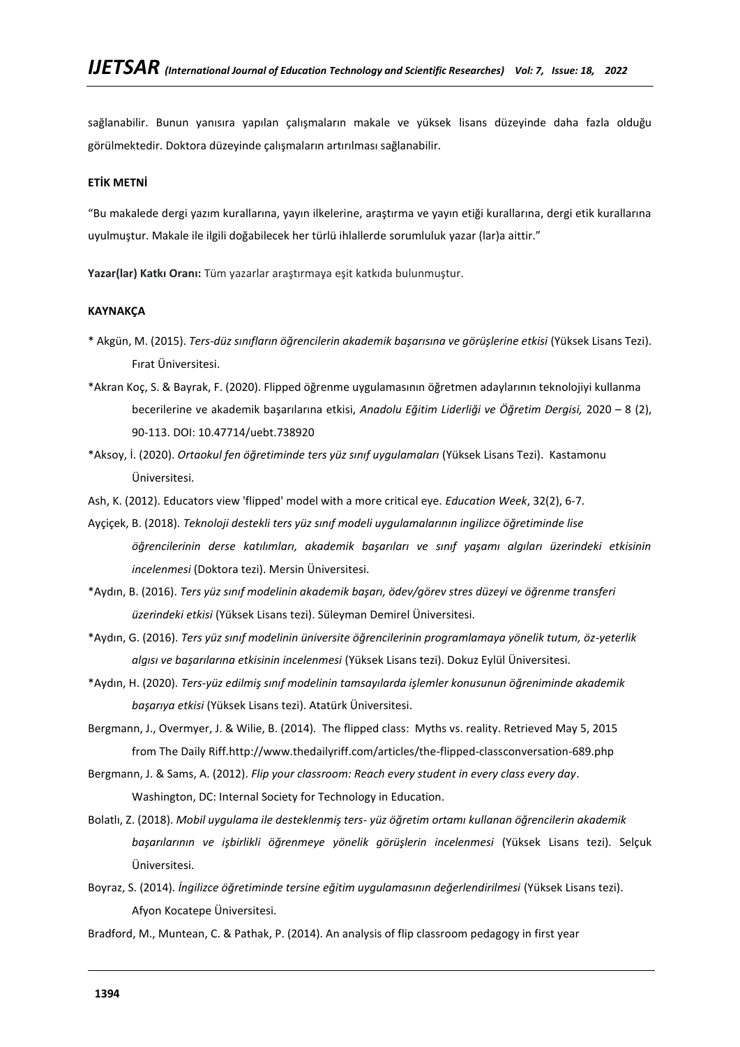sağlanabilir. Bunun yanısıra yapılan çalışmaların makale ve yüksek lisans düzeyinde daha fazla olduğu görülmektedir. Doktora düzeyinde çalışmaların artırılması sağlanabilir.

**ETİK METNİ**

“Bu makalede dergi yazım kurallarına, yayın ilkelerine, araştırma ve yayın etiği kurallarına, dergi etik kurallarına uyulmuştur. Makale ile ilgili doğabilecek her türlü ihlallerde sorumluluk yazar (lar)a aittir.”

**Yazar(lar) Katkı Oranı:** Tüm yazarlar araştırmaya eşit katkıda bulunmuştur.

**KAYNAKÇA**

* Akgün, M. (2015). *Ters-düz sınıfların öğrencilerin akademik başarısına ve görüşlerine etkisi* (Yüksek Lisans Tezi). Fırat Üniversitesi.

*Akran Koç, S. & Bayrak, F. (2020). Flipped öğrenme uygulamasının öğretmen adaylarının teknolojiyi kullanma becerilerine ve akademik başarılarına etkisi, *Anadolu Eğitim Liderliği ve Öğretim Dergisi,* 2020 – 8 (2), 90-113. DOI: 10.47714/uebt.738920

*Aksoy, İ. (2020). *Ortaokul fen öğretiminde ters yüz sınıf uygulamaları* (Yüksek Lisans Tezi). Kastamonu Üniversitesi.

Ash, K. (2012). Educators view 'flipped' model with a more critical eye. *Education Week*, 32(2), 6-7.

Ayçiçek, B. (2018). *Teknoloji destekli ters yüz sınıf modeli uygulamalarının ingilizce öğretiminde lise öğrencilerinin derse katılımları, akademik başarıları ve sınıf yaşamı algıları üzerindeki etkisinin incelenmesi* (Doktora tezi). Mersin Üniversitesi.

*Aydın, B. (2016). *Ters yüz sınıf modelinin akademik başarı, ödev/görev stres düzeyi ve öğrenme transferi üzerindeki etkisi* (Yüksek Lisans tezi). Süleyman Demirel Üniversitesi.

*Aydın, G. (2016). *Ters yüz sınıf modelinin üniversite öğrencilerinin programlamaya yönelik tutum, öz-yeterlik algısı ve başarılarına etkisinin incelenmesi* (Yüksek Lisans tezi). Dokuz Eylül Üniversitesi.

*Aydın, H. (2020). *Ters-yüz edilmiş sınıf modelinin tamsayılarda işlemler konusunun öğreniminde akademik başarıya etkisi* (Yüksek Lisans tezi). Atatürk Üniversitesi.

Bergmann, J., Overmyer, J. & Wilie, B. (2014). The flipped class: Myths vs. reality. Retrieved May 5, 2015 from The Daily Riff.http://www.thedailyriff.com/articles/the-flipped-classconversation-689.php

Bergmann, J. & Sams, A. (2012). *Flip your classroom: Reach every student in every class every day*. Washington, DC: Internal Society for Technology in Education.

Bolatlı, Z. (2018). *Mobil uygulama ile desteklenmiş ters- yüz öğretim ortamı kullanan öğrencilerin akademik başarılarının ve işbirlikli öğrenmeye yönelik görüşlerin incelenmesi* (Yüksek Lisans tezi). Selçuk Üniversitesi.

Boyraz, S. (2014). *İngilizce öğretiminde tersine eğitim uygulamasının değerlendirilmesi* (Yüksek Lisans tezi). Afyon Kocatepe Üniversitesi.

Bradford, M., Muntean, C. & Pathak, P. (2014). An analysis of flip classroom pedagogy in first year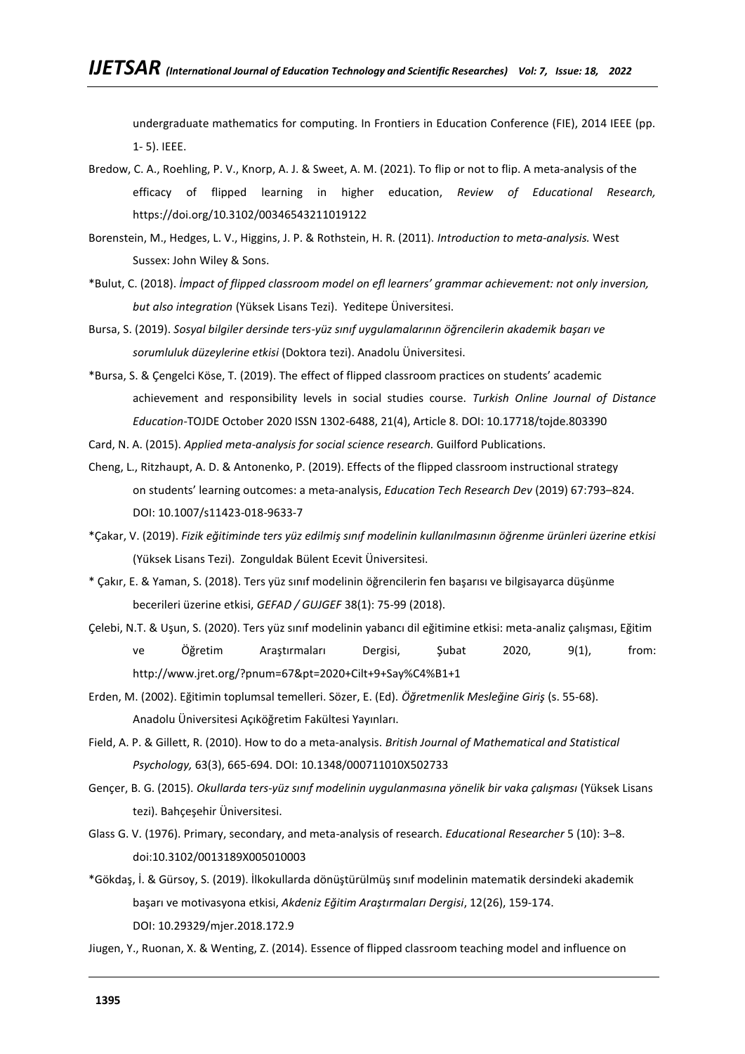undergraduate mathematics for computing. In Frontiers in Education Conference (FIE), 2014 IEEE (pp. 1- 5). IEEE.

Bredow, C. A., Roehling, P. V., Knorp, A. J. & Sweet, A. M. (2021). To flip or not to flip. A meta-analysis of the efficacy of flipped learning in higher education, *Review of Educational Research,* https://doi.org/10.3102/00346543211019122

Borenstein, M., Hedges, L. V., Higgins, J. P. & Rothstein, H. R. (2011). *Introduction to meta-analysis.* West Sussex: John Wiley & Sons.

*Bulut, C. (2018). *İmpact of flipped classroom model on efl learners' grammar achievement: not only inversion, but also integration* (Yüksek Lisans Tezi). Yeditepe Üniversitesi.

Bursa, S. (2019). *Sosyal bilgiler dersinde ters-yüz sınıf uygulamalarının öğrencilerin akademik başarı ve sorumluluk düzeylerine etkisi* (Doktora tezi). Anadolu Üniversitesi.

*Bursa, S. & Çengelci Köse, T. (2019). The effect of flipped classroom practices on students' academic achievement and responsibility levels in social studies course. *Turkish Online Journal of Distance Education*-TOJDE October 2020 ISSN 1302-6488, 21(4), Article 8. DOI: 10.17718/tojde.803390

Card, N. A. (2015). *Applied meta-analysis for social science research.* Guilford Publications.

Cheng, L., Ritzhaupt, A. D. & Antonenko, P. (2019). Effects of the flipped classroom instructional strategy on students' learning outcomes: a meta-analysis, *Education Tech Research Dev* (2019) 67:793–824. DOI: 10.1007/s11423-018-9633-7

*Çakar, V. (2019). *Fizik eğitiminde ters yüz edilmiş sınıf modelinin kullanılmasının öğrenme ürünleri üzerine etkisi* (Yüksek Lisans Tezi). Zonguldak Bülent Ecevit Üniversitesi.

* Çakır, E. & Yaman, S. (2018). Ters yüz sınıf modelinin öğrencilerin fen başarısı ve bilgisayarca düşünme becerileri üzerine etkisi, *GEFAD / GUJGEF* 38(1): 75-99 (2018).

Çelebi, N.T. & Uşun, S. (2020). Ters yüz sınıf modelinin yabancı dil eğitimine etkisi: meta-analiz çalışması, Eğitim ve Öğretim Araştırmaları Dergisi, Şubat 2020, 9(1), from: http://www.jret.org/?pnum=67&pt=2020+Cilt+9+Say%C4%B1+1

Erden, M. (2002). Eğitimin toplumsal temelleri. Sözer, E. (Ed). *Öğretmenlik Mesleğine Giriş* (s. 55-68). Anadolu Üniversitesi Açıköğretim Fakültesi Yayınları.

Field, A. P. & Gillett, R. (2010). How to do a meta-analysis. *British Journal of Mathematical and Statistical Psychology,* 63(3), 665-694. DOI: 10.1348/000711010X502733

Gençer, B. G. (2015). *Okullarda ters-yüz sınıf modelinin uygulanmasına yönelik bir vaka çalışması* (Yüksek Lisans tezi). Bahçeşehir Üniversitesi.

Glass G. V. (1976). Primary, secondary, and meta-analysis of research. *Educational Researcher* 5 (10): 3–8. doi:10.3102/0013189X005010003

*Gökdaş, İ. & Gürsoy, S. (2019). İlkokullarda dönüştürülmüş sınıf modelinin matematik dersindeki akademik başarı ve motivasyona etkisi, *Akdeniz Eğitim Araştırmaları Dergisi*, 12(26), 159-174. DOI: 10.29329/mjer.2018.172.9

Jiugen, Y., Ruonan, X. & Wenting, Z. (2014). Essence of flipped classroom teaching model and influence on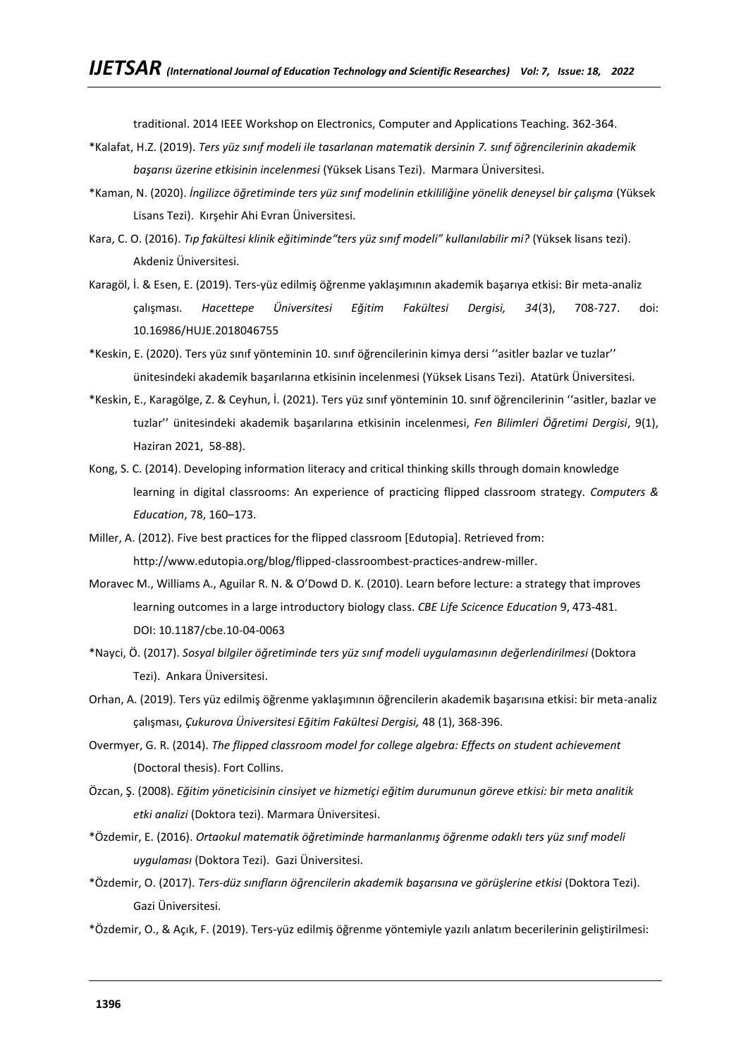traditional. 2014 IEEE Workshop on Electronics, Computer and Applications Teaching. 362-364.

*Kalafat, H.Z. (2019). *Ters yüz sınıf modeli ile tasarlanan matematik dersinin 7. sınıf öğrencilerinin akademik başarısı üzerine etkisinin incelenmesi* (Yüksek Lisans Tezi). Marmara Üniversitesi.

*Kaman, N. (2020). *İngilizce öğretiminde ters yüz sınıf modelinin etkililiğine yönelik deneysel bir çalışma* (Yüksek Lisans Tezi). Kırşehir Ahi Evran Üniversitesi.

Kara, C. O. (2016). *Tıp fakültesi klinik eğitiminde"ters yüz sınıf modeli" kullanılabilir mi?* (Yüksek lisans tezi). Akdeniz Üniversitesi.

Karagöl, İ. & Esen, E. (2019). Ters-yüz edilmiş öğrenme yaklaşımının akademik başarıya etkisi: Bir meta-analiz çalışması. *Hacettepe Üniversitesi Eğitim Fakültesi Dergisi, 34*(3), 708-727. doi: 10.16986/HUJE.2018046755

*Keskin, E. (2020). Ters yüz sınıf yönteminin 10. sınıf öğrencilerinin kimya dersi ''asitler bazlar ve tuzlar'' ünitesindeki akademik başarılarına etkisinin incelenmesi (Yüksek Lisans Tezi). Atatürk Üniversitesi.

*Keskin, E., Karagölge, Z. & Ceyhun, İ. (2021). Ters yüz sınıf yönteminin 10. sınıf öğrencilerinin ''asitler, bazlar ve tuzlar'' ünitesindeki akademik başarılarına etkisinin incelenmesi, *Fen Bilimleri Öğretimi Dergisi*, 9(1), Haziran 2021, 58-88).

Kong, S. C. (2014). Developing information literacy and critical thinking skills through domain knowledge learning in digital classrooms: An experience of practicing flipped classroom strategy. *Computers & Education*, 78, 160–173.

Miller, A. (2012). Five best practices for the flipped classroom [Edutopia]. Retrieved from: http://www.edutopia.org/blog/flipped-classroombest-practices-andrew-miller.

Moravec M., Williams A., Aguilar R. N. & O'Dowd D. K. (2010). Learn before lecture: a strategy that improves learning outcomes in a large introductory biology class. *CBE Life Scicence Education* 9, 473-481. DOI: 10.1187/cbe.10-04-0063

*Nayci, Ö. (2017). *Sosyal bilgiler öğretiminde ters yüz sınıf modeli uygulamasının değerlendirilmesi* (Doktora Tezi). Ankara Üniversitesi.

Orhan, A. (2019). Ters yüz edilmiş öğrenme yaklaşımının öğrencilerin akademik başarısına etkisi: bir meta-analiz çalışması, *Çukurova Üniversitesi Eğitim Fakültesi Dergisi,* 48 (1), 368-396.

Overmyer, G. R. (2014). *The flipped classroom model for college algebra: Effects on student achievement* (Doctoral thesis). Fort Collins.

Özcan, Ş. (2008). *Eğitim yöneticisinin cinsiyet ve hizmetiçi eğitim durumunun göreve etkisi: bir meta analitik etki analizi* (Doktora tezi). Marmara Üniversitesi.

*Özdemir, E. (2016). *Ortaokul matematik öğretiminde harmanlanmış öğrenme odaklı ters yüz sınıf modeli uygulaması* (Doktora Tezi). Gazi Üniversitesi.

*Özdemir, O. (2017). *Ters-düz sınıfların öğrencilerin akademik başarısına ve görüşlerine etkisi* (Doktora Tezi). Gazi Üniversitesi.

*Özdemir, O., & Açık, F. (2019). Ters-yüz edilmiş öğrenme yöntemiyle yazılı anlatım becerilerinin geliştirilmesi: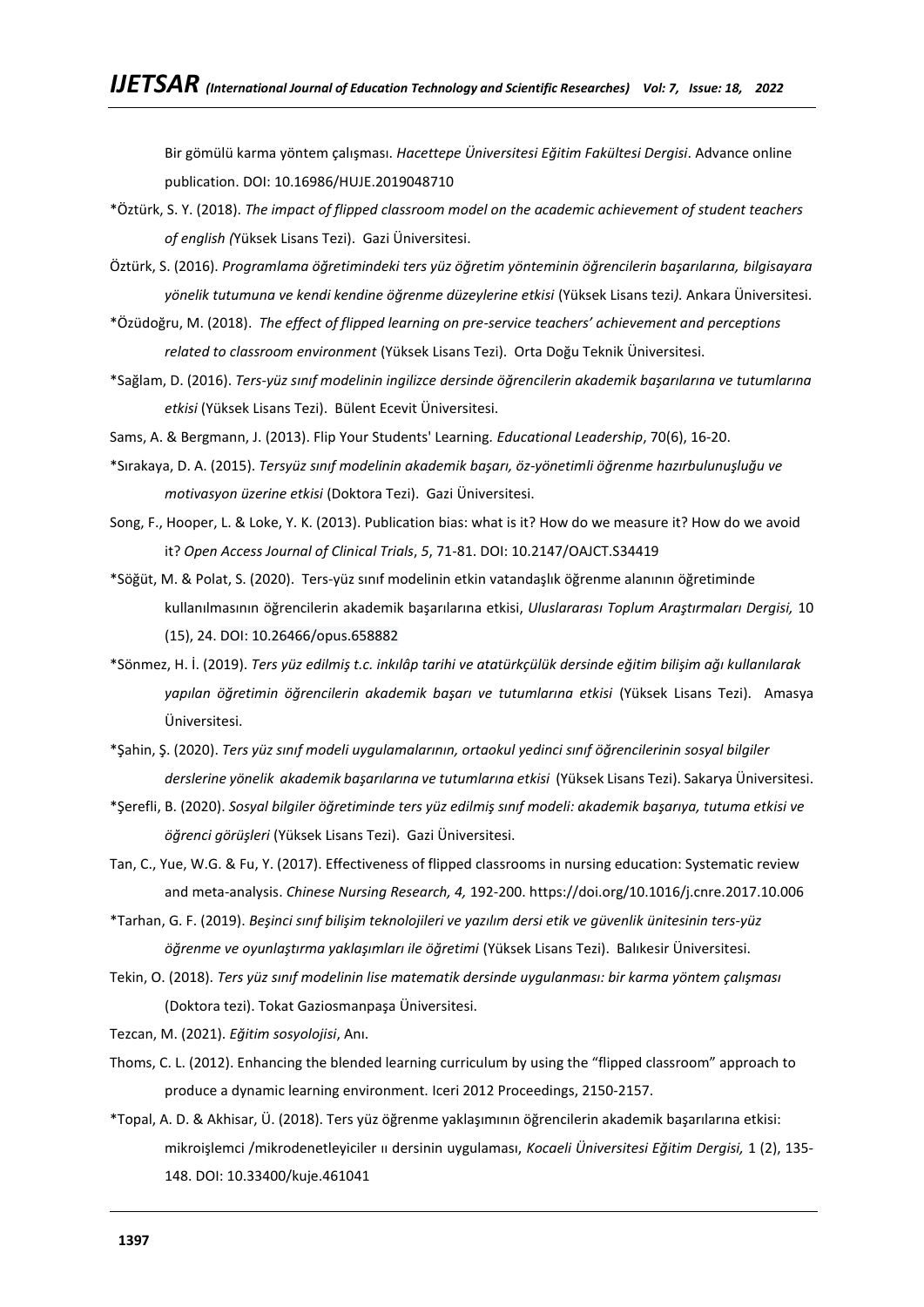Bir gömülü karma yöntem çalışması. *Hacettepe Üniversitesi Eğitim Fakültesi Dergisi*. Advance online publication. DOI: 10.16986/HUJE.2019048710

*Öztürk, S. Y. (2018). *The impact of flipped classroom model on the academic achievement of student teachers of english (*Yüksek Lisans Tezi). Gazi Üniversitesi.

Öztürk, S. (2016). *Programlama öğretimindeki ters yüz öğretim yönteminin öğrencilerin başarılarına, bilgisayara yönelik tutumuna ve kendi kendine öğrenme düzeylerine etkisi* (Yüksek Lisans tezi*).* Ankara Üniversitesi.

*Özüdoğru, M. (2018). *The effect of flipped learning on pre-service teachers' achievement and perceptions related to classroom environment* (Yüksek Lisans Tezi). Orta Doğu Teknik Üniversitesi.

*Sağlam, D. (2016). *Ters-yüz sınıf modelinin ingilizce dersinde öğrencilerin akademik başarılarına ve tutumlarına etkisi* (Yüksek Lisans Tezi). Bülent Ecevit Üniversitesi.

Sams, A. & Bergmann, J. (2013). Flip Your Students' Learning*. Educational Leadership*, 70(6), 16-20.

*Sırakaya, D. A. (2015). *Tersyüz sınıf modelinin akademik başarı, öz-yönetimli öğrenme hazırbulunuşluğu ve motivasyon üzerine etkisi* (Doktora Tezi). Gazi Üniversitesi.

Song, F., Hooper, L. & Loke, Y. K. (2013). Publication bias: what is it? How do we measure it? How do we avoid it? *Open Access Journal of Clinical Trials*, *5*, 71-81. DOI: 10.2147/OAJCT.S34419

*Söğüt, M. & Polat, S. (2020). Ters-yüz sınıf modelinin etkin vatandaşlık öğrenme alanının öğretiminde kullanılmasının öğrencilerin akademik başarılarına etkisi, *Uluslararası Toplum Araştırmaları Dergisi,* 10 (15), 24. DOI: 10.26466/opus.658882

*Sönmez, H. İ. (2019). *Ters yüz edilmiş t.c. inkılâp tarihi ve atatürkçülük dersinde eğitim bilişim ağı kullanılarak yapılan öğretimin öğrencilerin akademik başarı ve tutumlarına etkisi* (Yüksek Lisans Tezi). Amasya Üniversitesi.

*Şahin, Ş. (2020). *Ters yüz sınıf modeli uygulamalarının, ortaokul yedinci sınıf öğrencilerinin sosyal bilgiler derslerine yönelik akademik başarılarına ve tutumlarına etkisi* (Yüksek Lisans Tezi). Sakarya Üniversitesi.

*Şerefli, B. (2020). *Sosyal bilgiler öğretiminde ters yüz edilmiş sınıf modeli: akademik başarıya, tutuma etkisi ve öğrenci görüşleri* (Yüksek Lisans Tezi). Gazi Üniversitesi.

Tan, C., Yue, W.G. & Fu, Y. (2017). Effectiveness of flipped classrooms in nursing education: Systematic review and meta-analysis. *Chinese Nursing Research, 4,* 192-200. https://doi.org/10.1016/j.cnre.2017.10.006

*Tarhan, G. F. (2019). *Beşinci sınıf bilişim teknolojileri ve yazılım dersi etik ve güvenlik ünitesinin ters-yüz öğrenme ve oyunlaştırma yaklaşımları ile öğretimi* (Yüksek Lisans Tezi). Balıkesir Üniversitesi.

Tekin, O. (2018). *Ters yüz sınıf modelinin lise matematik dersinde uygulanması: bir karma yöntem çalışması* (Doktora tezi). Tokat Gaziosmanpaşa Üniversitesi.

Tezcan, M. (2021). *Eğitim sosyolojisi*, Anı.

Thoms, C. L. (2012). Enhancing the blended learning curriculum by using the "flipped classroom" approach to produce a dynamic learning environment. Iceri 2012 Proceedings, 2150-2157.

*Topal, A. D. & Akhisar, Ü. (2018). Ters yüz öğrenme yaklaşımının öğrencilerin akademik başarılarına etkisi: mikroişlemci /mikrodenetleyiciler ıı dersinin uygulaması, *Kocaeli Üniversitesi Eğitim Dergisi,* 1 (2), 135-148. DOI: 10.33400/kuje.461041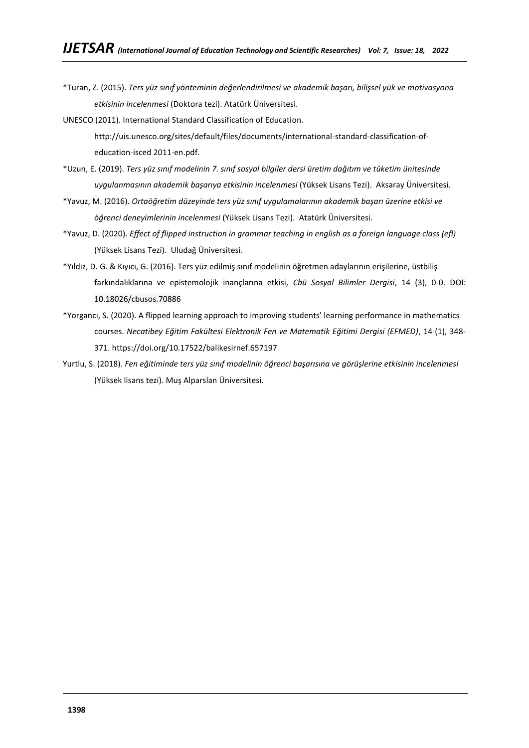*Turan, Z. (2015). *Ters yüz sınıf yönteminin değerlendirilmesi ve akademik başarı, bilişsel yük ve motivasyona etkisinin incelenmesi* (Doktora tezi). Atatürk Üniversitesi.

UNESCO (2011). International Standard Classification of Education. http://uis.unesco.org/sites/default/files/documents/international-standard-classification-of-education-isced 2011-en.pdf.

*Uzun, E. (2019). *Ters yüz sınıf modelinin 7. sınıf sosyal bilgiler dersi üretim dağıtım ve tüketim ünitesinde uygulanmasının akademik başarıya etkisinin incelenmesi* (Yüksek Lisans Tezi). Aksaray Üniversitesi.

*Yavuz, M. (2016). *Ortaöğretim düzeyinde ters yüz sınıf uygulamalarının akademik başarı üzerine etkisi ve öğrenci deneyimlerinin incelenmesi* (Yüksek Lisans Tezi). Atatürk Üniversitesi.

*Yavuz, D. (2020). *Effect of flipped instruction in grammar teaching in english as a foreign language class (efl)* (Yüksek Lisans Tezi). Uludağ Üniversitesi.

*Yıldız, D. G. & Kıyıcı, G. (2016). Ters yüz edilmiş sınıf modelinin öğretmen adaylarının erişilerine, üstbiliş farkındalıklarına ve epistemolojik inançlarına etkisi, *Cbü Sosyal Bilimler Dergisi*, 14 (3), 0-0. DOI: 10.18026/cbusos.70886

*Yorgancı, S. (2020). A flipped learning approach to improving students' learning performance in mathematics courses. *Necatibey Eğitim Fakültesi Elektronik Fen ve Matematik Eğitimi Dergisi (EFMED)*, 14 (1), 348-371. https://doi.org/10.17522/balikesirnef.657197

Yurtlu, S. (2018). *Fen eğitiminde ters yüz sınıf modelinin öğrenci başarısına ve görüşlerine etkisinin incelenmesi* (Yüksek lisans tezi). Muş Alparslan Üniversitesi.